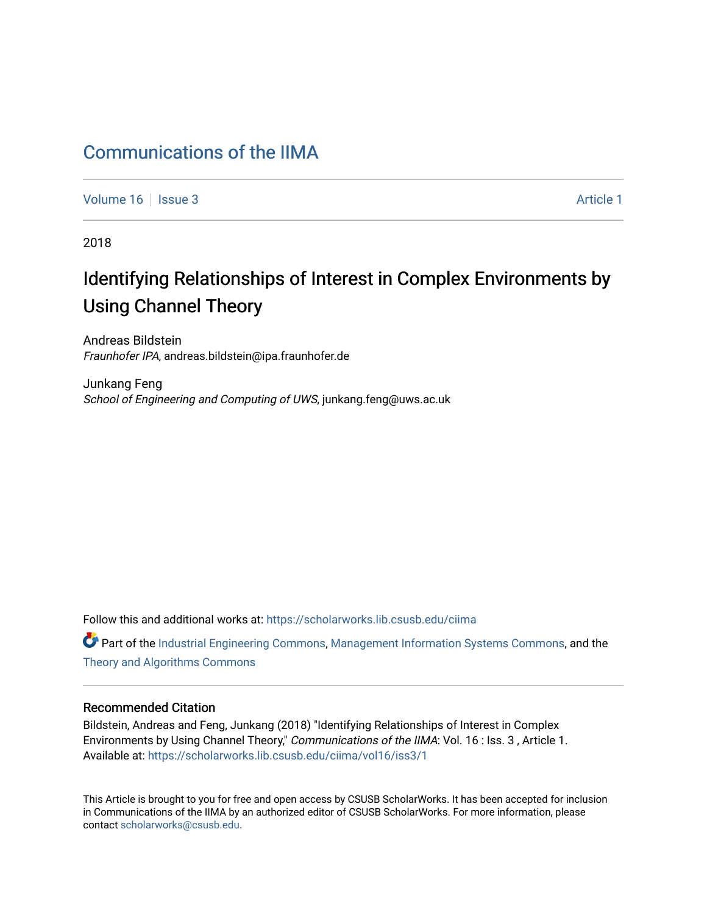# Communications of the IIMA

Volume 16 | Issue 3 | Article 1

2018

## Identifying Relationships of Interest in Complex Environments by Using Channel Theory

Andreas Bildstein
*Fraunhofer IPA*, andreas.bildstein@ipa.fraunhofer.de

Junkang Feng
*School of Engineering and Computing of UWS*, junkang.feng@uws.ac.uk

Follow this and additional works at: https://scholarworks.lib.csusb.edu/ciima

Part of the Industrial Engineering Commons, Management Information Systems Commons, and the Theory and Algorithms Commons

### Recommended Citation

Bildstein, Andreas and Feng, Junkang (2018) "Identifying Relationships of Interest in Complex Environments by Using Channel Theory," *Communications of the IIMA*: Vol. 16 : Iss. 3 , Article 1.
Available at: https://scholarworks.lib.csusb.edu/ciima/vol16/iss3/1

This Article is brought to you for free and open access by CSUSB ScholarWorks. It has been accepted for inclusion in Communications of the IIMA by an authorized editor of CSUSB ScholarWorks. For more information, please contact scholarworks@csusb.edu.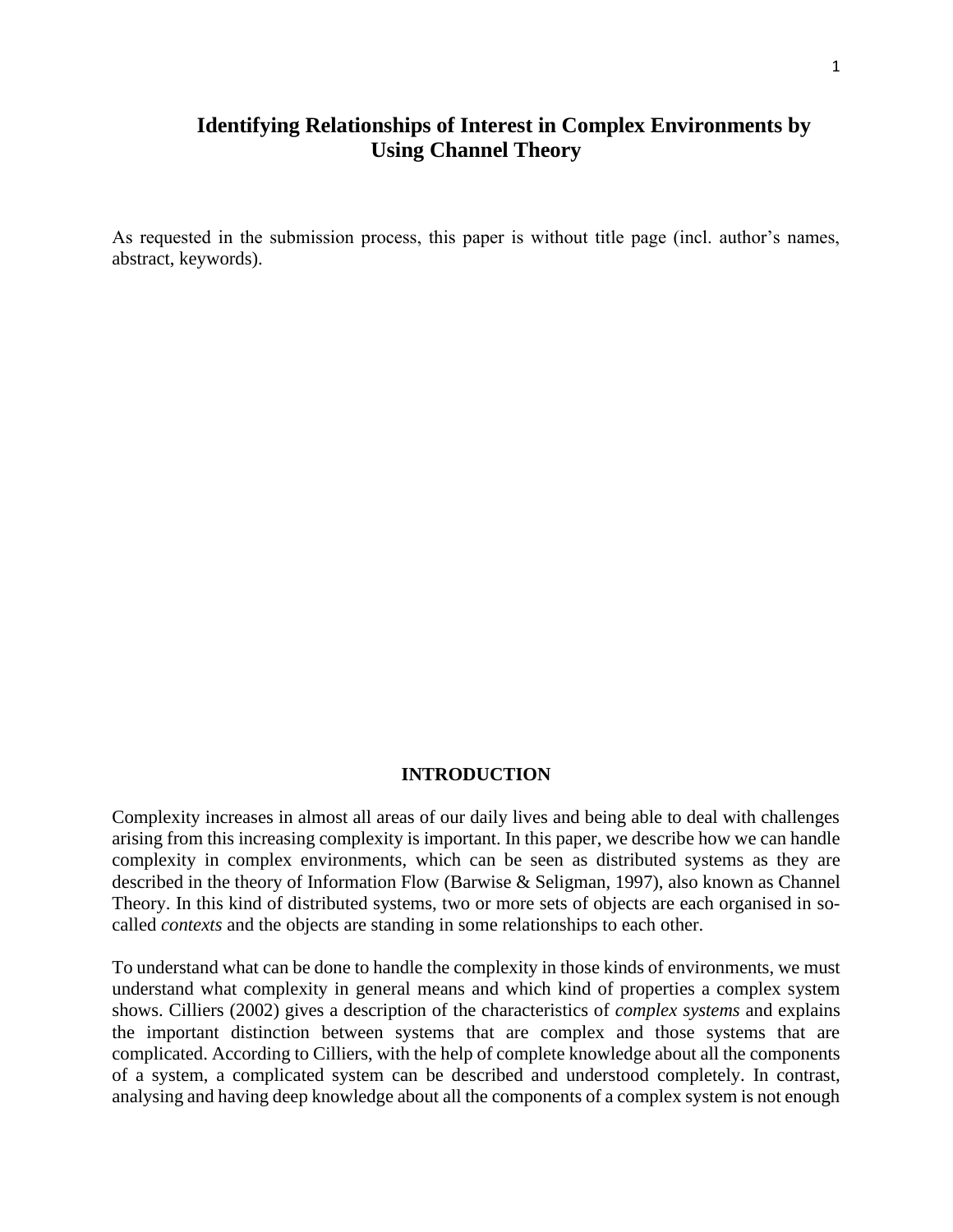# Identifying Relationships of Interest in Complex Environments by Using Channel Theory

As requested in the submission process, this paper is without title page (incl. author's names, abstract, keywords).

## INTRODUCTION

Complexity increases in almost all areas of our daily lives and being able to deal with challenges arising from this increasing complexity is important. In this paper, we describe how we can handle complexity in complex environments, which can be seen as distributed systems as they are described in the theory of Information Flow (Barwise & Seligman, 1997), also known as Channel Theory. In this kind of distributed systems, two or more sets of objects are each organised in so-called *contexts* and the objects are standing in some relationships to each other.

To understand what can be done to handle the complexity in those kinds of environments, we must understand what complexity in general means and which kind of properties a complex system shows. Cilliers (2002) gives a description of the characteristics of *complex systems* and explains the important distinction between systems that are complex and those systems that are complicated. According to Cilliers, with the help of complete knowledge about all the components of a system, a complicated system can be described and understood completely. In contrast, analysing and having deep knowledge about all the components of a complex system is not enough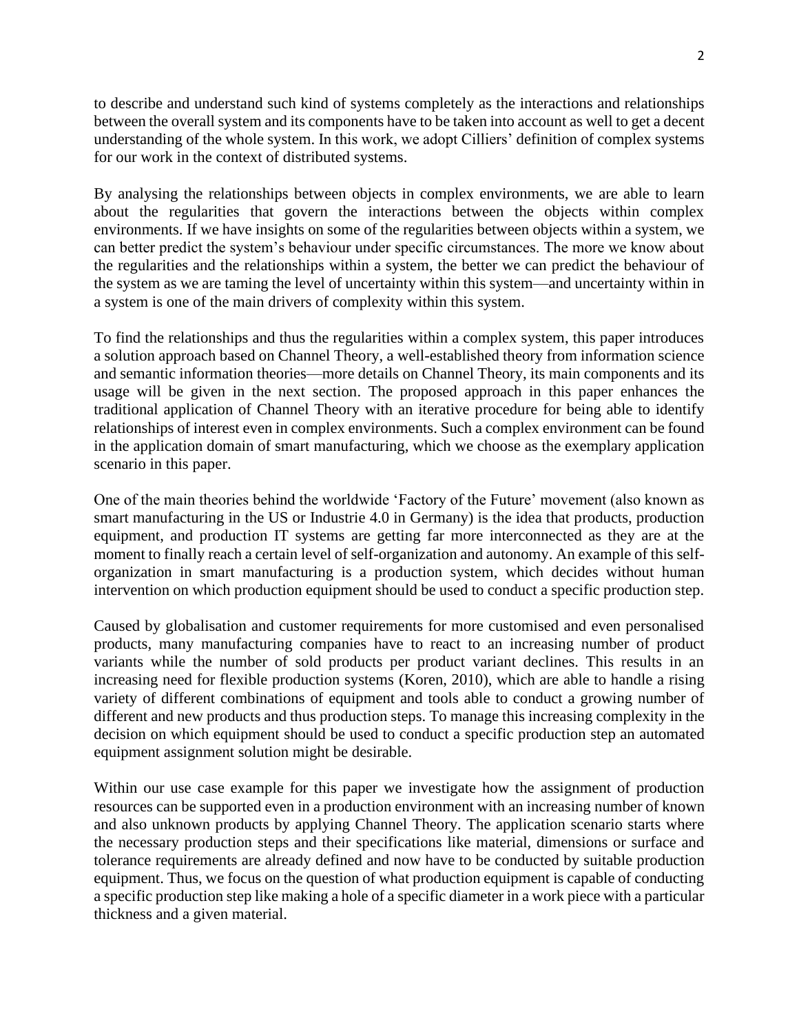to describe and understand such kind of systems completely as the interactions and relationships between the overall system and its components have to be taken into account as well to get a decent understanding of the whole system. In this work, we adopt Cilliers' definition of complex systems for our work in the context of distributed systems.

By analysing the relationships between objects in complex environments, we are able to learn about the regularities that govern the interactions between the objects within complex environments. If we have insights on some of the regularities between objects within a system, we can better predict the system's behaviour under specific circumstances. The more we know about the regularities and the relationships within a system, the better we can predict the behaviour of the system as we are taming the level of uncertainty within this system—and uncertainty within in a system is one of the main drivers of complexity within this system.

To find the relationships and thus the regularities within a complex system, this paper introduces a solution approach based on Channel Theory, a well-established theory from information science and semantic information theories—more details on Channel Theory, its main components and its usage will be given in the next section. The proposed approach in this paper enhances the traditional application of Channel Theory with an iterative procedure for being able to identify relationships of interest even in complex environments. Such a complex environment can be found in the application domain of smart manufacturing, which we choose as the exemplary application scenario in this paper.

One of the main theories behind the worldwide 'Factory of the Future' movement (also known as smart manufacturing in the US or Industrie 4.0 in Germany) is the idea that products, production equipment, and production IT systems are getting far more interconnected as they are at the moment to finally reach a certain level of self-organization and autonomy. An example of this self-organization in smart manufacturing is a production system, which decides without human intervention on which production equipment should be used to conduct a specific production step.

Caused by globalisation and customer requirements for more customised and even personalised products, many manufacturing companies have to react to an increasing number of product variants while the number of sold products per product variant declines. This results in an increasing need for flexible production systems (Koren, 2010), which are able to handle a rising variety of different combinations of equipment and tools able to conduct a growing number of different and new products and thus production steps. To manage this increasing complexity in the decision on which equipment should be used to conduct a specific production step an automated equipment assignment solution might be desirable.

Within our use case example for this paper we investigate how the assignment of production resources can be supported even in a production environment with an increasing number of known and also unknown products by applying Channel Theory. The application scenario starts where the necessary production steps and their specifications like material, dimensions or surface and tolerance requirements are already defined and now have to be conducted by suitable production equipment. Thus, we focus on the question of what production equipment is capable of conducting a specific production step like making a hole of a specific diameter in a work piece with a particular thickness and a given material.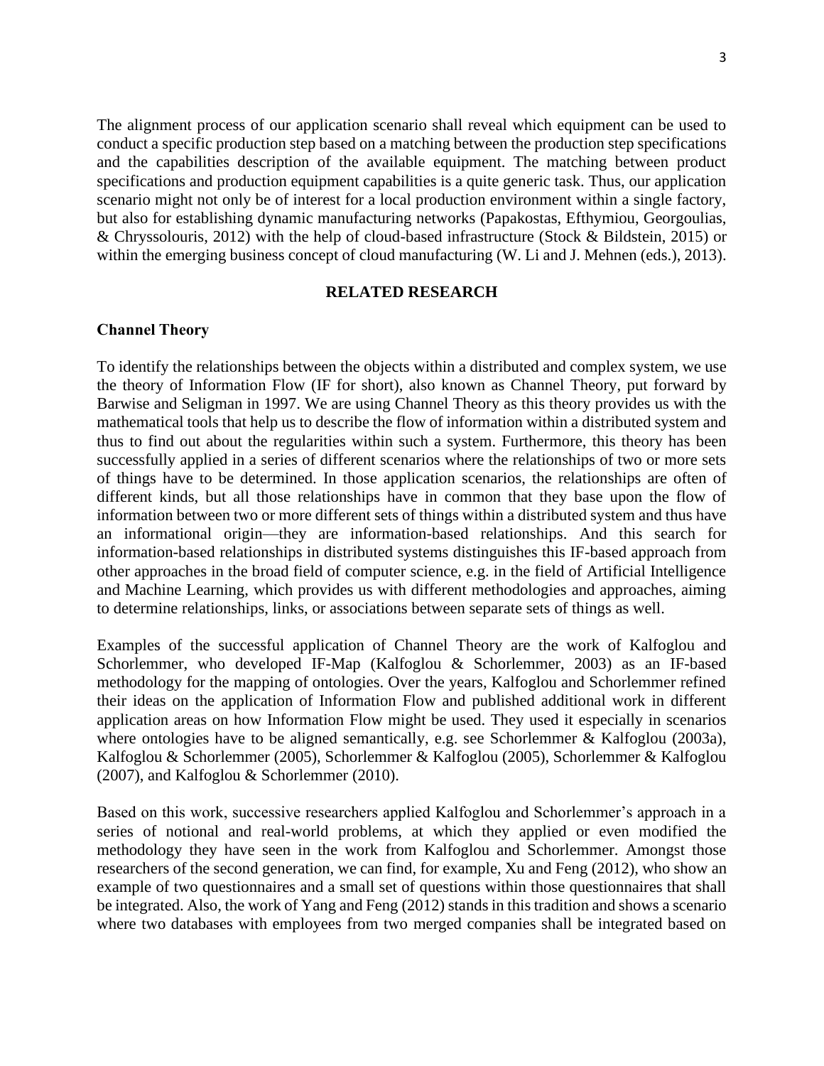The alignment process of our application scenario shall reveal which equipment can be used to conduct a specific production step based on a matching between the production step specifications and the capabilities description of the available equipment. The matching between product specifications and production equipment capabilities is a quite generic task. Thus, our application scenario might not only be of interest for a local production environment within a single factory, but also for establishing dynamic manufacturing networks (Papakostas, Efthymiou, Georgoulias, & Chryssolouris, 2012) with the help of cloud-based infrastructure (Stock & Bildstein, 2015) or within the emerging business concept of cloud manufacturing (W. Li and J. Mehnen (eds.), 2013).

## RELATED RESEARCH

### Channel Theory

To identify the relationships between the objects within a distributed and complex system, we use the theory of Information Flow (IF for short), also known as Channel Theory, put forward by Barwise and Seligman in 1997. We are using Channel Theory as this theory provides us with the mathematical tools that help us to describe the flow of information within a distributed system and thus to find out about the regularities within such a system. Furthermore, this theory has been successfully applied in a series of different scenarios where the relationships of two or more sets of things have to be determined. In those application scenarios, the relationships are often of different kinds, but all those relationships have in common that they base upon the flow of information between two or more different sets of things within a distributed system and thus have an informational origin—they are information-based relationships. And this search for information-based relationships in distributed systems distinguishes this IF-based approach from other approaches in the broad field of computer science, e.g. in the field of Artificial Intelligence and Machine Learning, which provides us with different methodologies and approaches, aiming to determine relationships, links, or associations between separate sets of things as well.

Examples of the successful application of Channel Theory are the work of Kalfoglou and Schorlemmer, who developed IF-Map (Kalfoglou & Schorlemmer, 2003) as an IF-based methodology for the mapping of ontologies. Over the years, Kalfoglou and Schorlemmer refined their ideas on the application of Information Flow and published additional work in different application areas on how Information Flow might be used. They used it especially in scenarios where ontologies have to be aligned semantically, e.g. see Schorlemmer & Kalfoglou (2003a), Kalfoglou & Schorlemmer (2005), Schorlemmer & Kalfoglou (2005), Schorlemmer & Kalfoglou (2007), and Kalfoglou & Schorlemmer (2010).

Based on this work, successive researchers applied Kalfoglou and Schorlemmer's approach in a series of notional and real-world problems, at which they applied or even modified the methodology they have seen in the work from Kalfoglou and Schorlemmer. Amongst those researchers of the second generation, we can find, for example, Xu and Feng (2012), who show an example of two questionnaires and a small set of questions within those questionnaires that shall be integrated. Also, the work of Yang and Feng (2012) stands in this tradition and shows a scenario where two databases with employees from two merged companies shall be integrated based on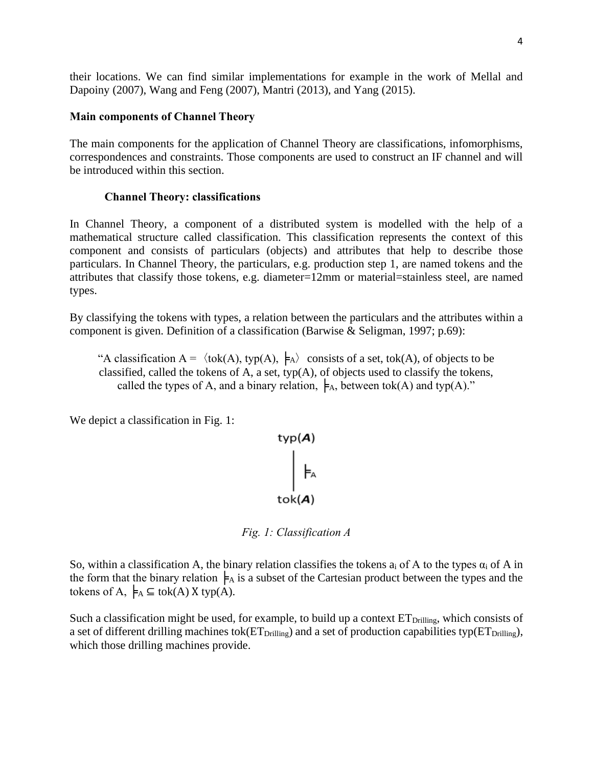their locations. We can find similar implementations for example in the work of Mellal and Dapoiny (2007), Wang and Feng (2007), Mantri (2013), and Yang (2015).

## Main components of Channel Theory

The main components for the application of Channel Theory are classifications, infomorphisms, correspondences and constraints. Those components are used to construct an IF channel and will be introduced within this section.

### Channel Theory: classifications

In Channel Theory, a component of a distributed system is modelled with the help of a mathematical structure called classification. This classification represents the context of this component and consists of particulars (objects) and attributes that help to describe those particulars. In Channel Theory, the particulars, e.g. production step 1, are named tokens and the attributes that classify those tokens, e.g. diameter=12mm or material=stainless steel, are named types.

By classifying the tokens with types, a relation between the particulars and the attributes within a component is given. Definition of a classification (Barwise & Seligman, 1997; p.69):

> "A classification $A = \langle tok(A), typ(A), \models_A \rangle$ consists of a set, tok(A), of objects to be classified, called the tokens of A, a set, typ(A), of objects used to classify the tokens, called the types of A, and a binary relation, $\models_A$, between tok(A) and typ(A)."

We depict a classification in Fig. 1:

$$
\begin{array}{c}
typ(\boldsymbol{A}) \\
\Big| \models_A \\
tok(\boldsymbol{A})
\end{array}
$$

*Fig. 1: Classification A*

So, within a classification A, the binary relation classifies the tokens $a_i$ of A to the types $\alpha_i$ of A in the form that the binary relation $\models_A$ is a subset of the Cartesian product between the types and the tokens of A, $\models_A \subseteq tok(A) \times typ(A)$.

Such a classification might be used, for example, to build up a context $ET_{Drilling}$, which consists of a set of different drilling machines $tok(ET_{Drilling})$ and a set of production capabilities $typ(ET_{Drilling})$, which those drilling machines provide.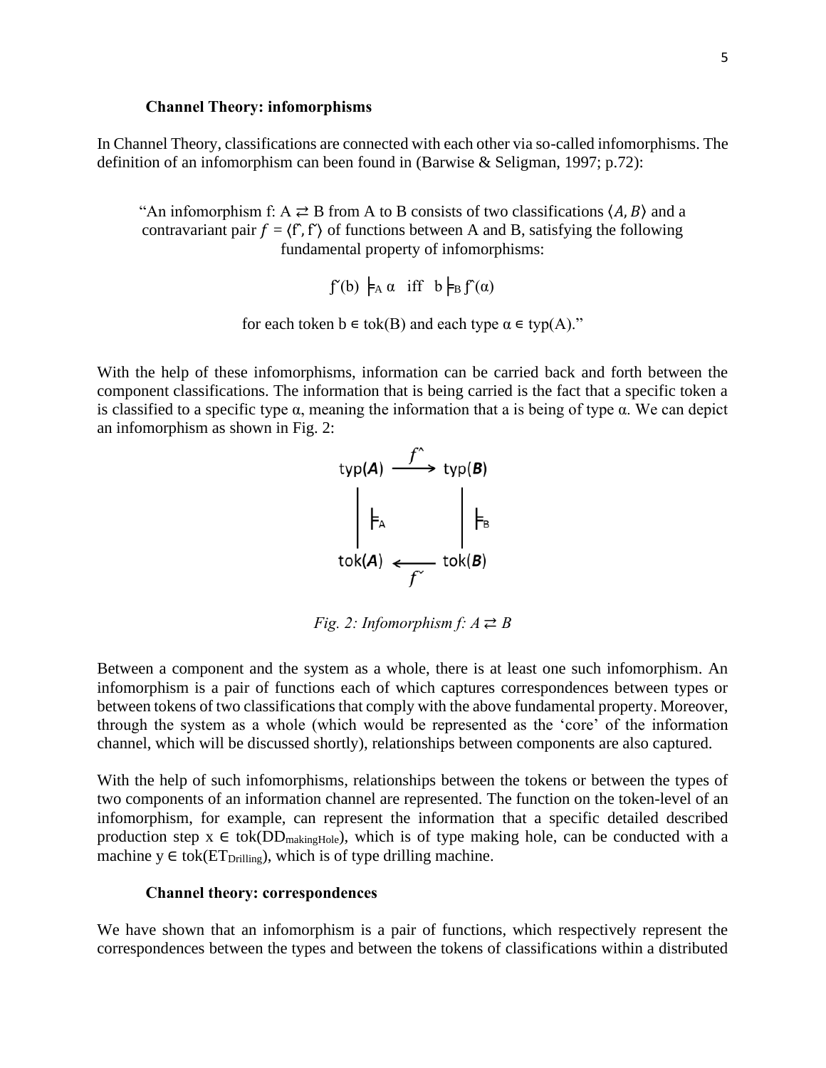### Channel Theory: infomorphisms

In Channel Theory, classifications are connected with each other via so-called infomorphisms. The definition of an infomorphism can been found in (Barwise & Seligman, 1997; p.72):

> "An infomorphism $f: A \rightleftarrows B$ from A to B consists of two classifications $\langle A, B \rangle$ and a contravariant pair $f = \langle f^{\wedge}, f^{\vee} \rangle$ of functions between A and B, satisfying the following fundamental property of infomorphisms:
>
> $$f^{\vee}(b) \models_A \alpha \quad \text{iff} \quad b \models_B f^{\wedge}(\alpha)$$
>
> for each token $b \in \text{tok}(B)$ and each type $\alpha \in \text{typ}(A)$."

With the help of these infomorphisms, information can be carried back and forth between the component classifications. The information that is being carried is the fact that a specific token a is classified to a specific type α, meaning the information that a is being of type α. We can depict an infomorphism as shown in Fig. 2:

$$
\begin{array}{ccc}
\text{typ}(\boldsymbol{A}) & \xrightarrow{\;f^{\wedge}\;} & \text{typ}(\boldsymbol{B}) \\
\Big| \models_A & & \Big| \models_B \\
\text{tok}(\boldsymbol{A}) & \xleftarrow[\;f^{\vee}\;]{} & \text{tok}(\boldsymbol{B})
\end{array}
$$

*Fig. 2: Infomorphism $f: A \rightleftarrows B$*

Between a component and the system as a whole, there is at least one such infomorphism. An infomorphism is a pair of functions each of which captures correspondences between types or between tokens of two classifications that comply with the above fundamental property. Moreover, through the system as a whole (which would be represented as the 'core' of the information channel, which will be discussed shortly), relationships between components are also captured.

With the help of such infomorphisms, relationships between the tokens or between the types of two components of an information channel are represented. The function on the token-level of an infomorphism, for example, can represent the information that a specific detailed described production step $x \in \text{tok}(DD_{\text{makingHole}})$, which is of type making hole, can be conducted with a machine $y \in \text{tok}(ET_{\text{Drilling}})$, which is of type drilling machine.

### Channel theory: correspondences

We have shown that an infomorphism is a pair of functions, which respectively represent the correspondences between the types and between the tokens of classifications within a distributed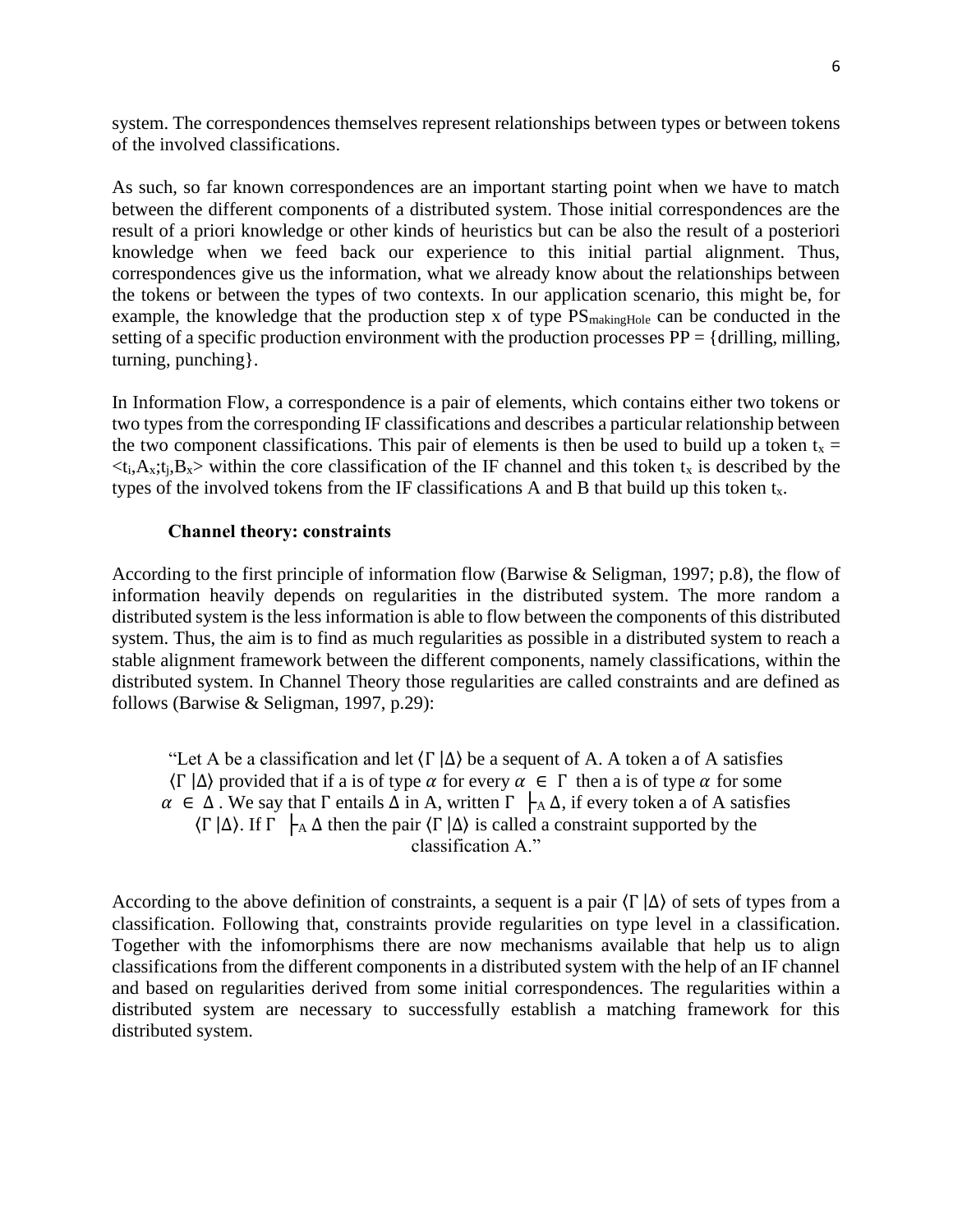system. The correspondences themselves represent relationships between types or between tokens of the involved classifications.

As such, so far known correspondences are an important starting point when we have to match between the different components of a distributed system. Those initial correspondences are the result of a priori knowledge or other kinds of heuristics but can be also the result of a posteriori knowledge when we feed back our experience to this initial partial alignment. Thus, correspondences give us the information, what we already know about the relationships between the tokens or between the types of two contexts. In our application scenario, this might be, for example, the knowledge that the production step x of type $PS_{makingHole}$ can be conducted in the setting of a specific production environment with the production processes PP = {drilling, milling, turning, punching}.

In Information Flow, a correspondence is a pair of elements, which contains either two tokens or two types from the corresponding IF classifications and describes a particular relationship between the two component classifications. This pair of elements is then be used to build up a token $t_x = <t_i,A_x;t_j,B_x>$ within the core classification of the IF channel and this token $t_x$ is described by the types of the involved tokens from the IF classifications A and B that build up this token $t_x$.

### Channel theory: constraints

According to the first principle of information flow (Barwise & Seligman, 1997; p.8), the flow of information heavily depends on regularities in the distributed system. The more random a distributed system is the less information is able to flow between the components of this distributed system. Thus, the aim is to find as much regularities as possible in a distributed system to reach a stable alignment framework between the different components, namely classifications, within the distributed system. In Channel Theory those regularities are called constraints and are defined as follows (Barwise & Seligman, 1997, p.29):

> "Let A be a classification and let $\langle \Gamma \mid \Delta \rangle$ be a sequent of A. A token a of A satisfies $\langle \Gamma \mid \Delta \rangle$ provided that if a is of type $\alpha$ for every $\alpha \in \Gamma$ then a is of type $\alpha$ for some $\alpha \in \Delta$. We say that $\Gamma$ entails $\Delta$ in A, written $\Gamma \vdash_A \Delta$, if every token a of A satisfies $\langle \Gamma \mid \Delta \rangle$. If $\Gamma \vdash_A \Delta$ then the pair $\langle \Gamma \mid \Delta \rangle$ is called a constraint supported by the classification A."

According to the above definition of constraints, a sequent is a pair $\langle \Gamma \mid \Delta \rangle$ of sets of types from a classification. Following that, constraints provide regularities on type level in a classification. Together with the infomorphisms there are now mechanisms available that help us to align classifications from the different components in a distributed system with the help of an IF channel and based on regularities derived from some initial correspondences. The regularities within a distributed system are necessary to successfully establish a matching framework for this distributed system.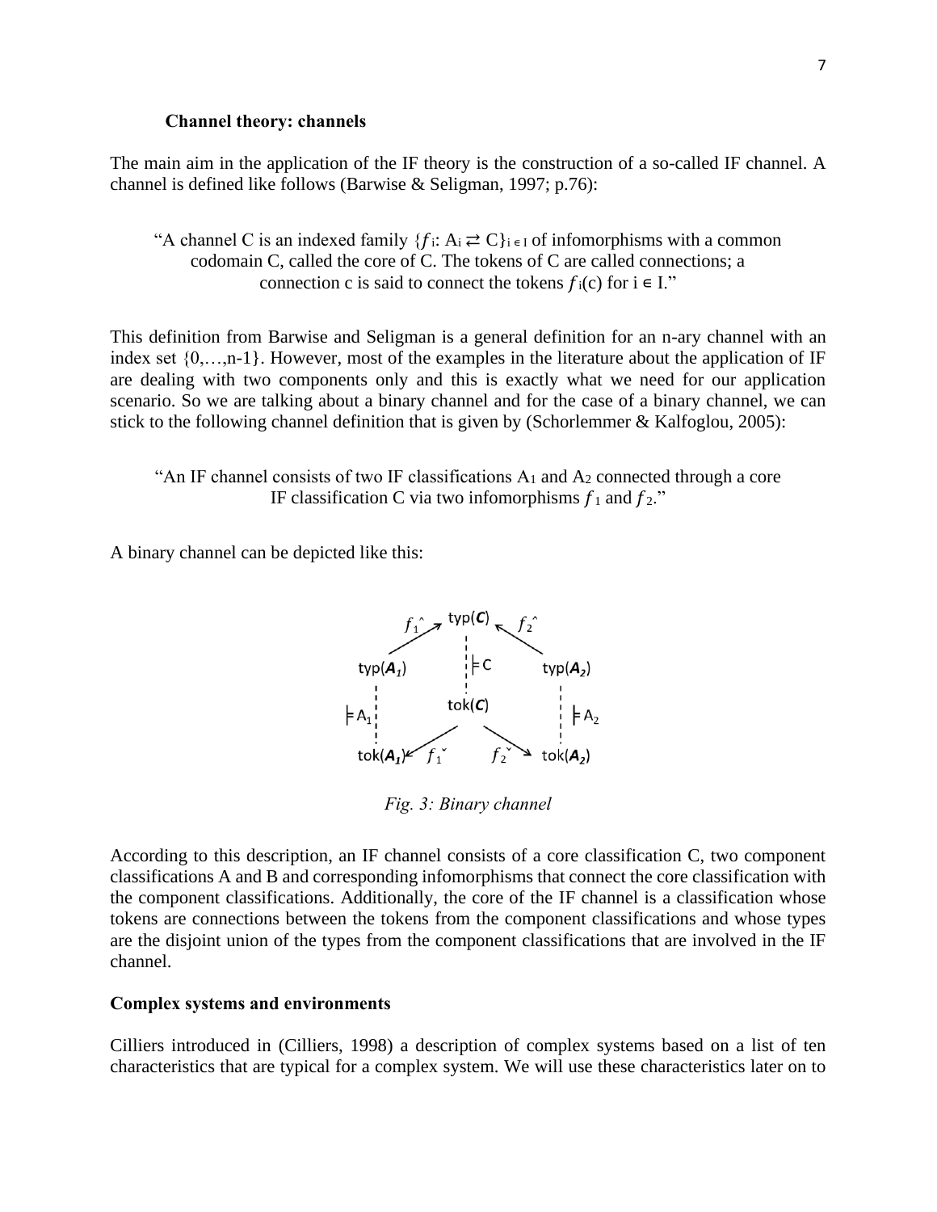### Channel theory: channels

The main aim in the application of the IF theory is the construction of a so-called IF channel. A channel is defined like follows (Barwise & Seligman, 1997; p.76):

> "A channel C is an indexed family $\{f_i: A_i \rightleftarrows C\}_{i \in I}$ of infomorphisms with a common codomain C, called the core of C. The tokens of C are called connections; a connection c is said to connect the tokens $f_i(c)$ for $i \in I$."

This definition from Barwise and Seligman is a general definition for an n-ary channel with an index set {0,…,n-1}. However, most of the examples in the literature about the application of IF are dealing with two components only and this is exactly what we need for our application scenario. So we are talking about a binary channel and for the case of a binary channel, we can stick to the following channel definition that is given by (Schorlemmer & Kalfoglou, 2005):

> "An IF channel consists of two IF classifications $A_1$ and $A_2$ connected through a core IF classification C via two infomorphisms $f_1$ and $f_2$."

A binary channel can be depicted like this:

*Fig. 3: Binary channel*

According to this description, an IF channel consists of a core classification C, two component classifications A and B and corresponding infomorphisms that connect the core classification with the component classifications. Additionally, the core of the IF channel is a classification whose tokens are connections between the tokens from the component classifications and whose types are the disjoint union of the types from the component classifications that are involved in the IF channel.

### Complex systems and environments

Cilliers introduced in (Cilliers, 1998) a description of complex systems based on a list of ten characteristics that are typical for a complex system. We will use these characteristics later on to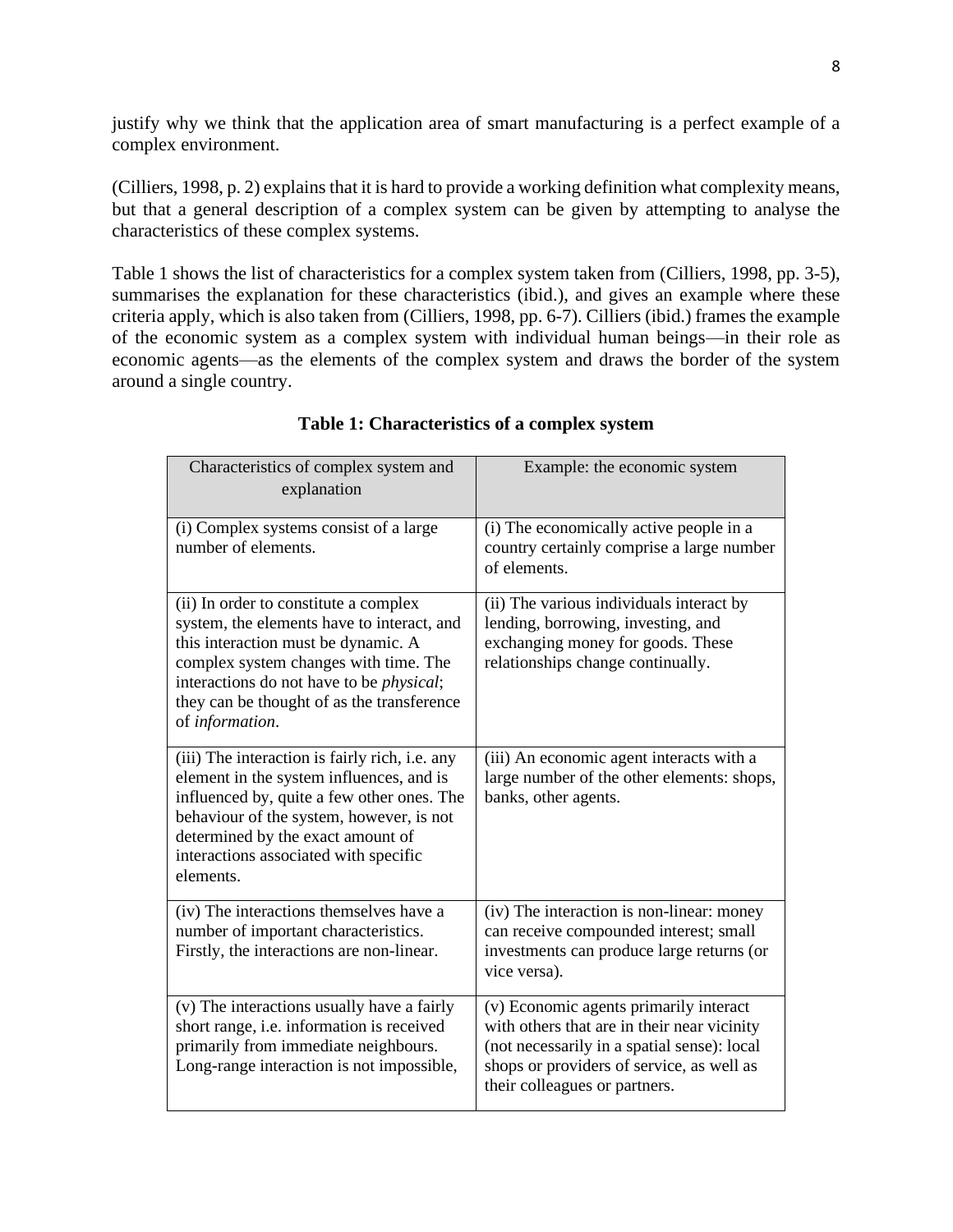justify why we think that the application area of smart manufacturing is a perfect example of a complex environment.

(Cilliers, 1998, p. 2) explains that it is hard to provide a working definition what complexity means, but that a general description of a complex system can be given by attempting to analyse the characteristics of these complex systems.

Table 1 shows the list of characteristics for a complex system taken from (Cilliers, 1998, pp. 3-5), summarises the explanation for these characteristics (ibid.), and gives an example where these criteria apply, which is also taken from (Cilliers, 1998, pp. 6-7). Cilliers (ibid.) frames the example of the economic system as a complex system with individual human beings—in their role as economic agents—as the elements of the complex system and draws the border of the system around a single country.

**Table 1: Characteristics of a complex system**

| Characteristics of complex system and explanation | Example: the economic system |
|---|---|
| (i) Complex systems consist of a large number of elements. | (i) The economically active people in a country certainly comprise a large number of elements. |
| (ii) In order to constitute a complex system, the elements have to interact, and this interaction must be dynamic. A complex system changes with time. The interactions do not have to be *physical*; they can be thought of as the transference of *information*. | (ii) The various individuals interact by lending, borrowing, investing, and exchanging money for goods. These relationships change continually. |
| (iii) The interaction is fairly rich, i.e. any element in the system influences, and is influenced by, quite a few other ones. The behaviour of the system, however, is not determined by the exact amount of interactions associated with specific elements. | (iii) An economic agent interacts with a large number of the other elements: shops, banks, other agents. |
| (iv) The interactions themselves have a number of important characteristics. Firstly, the interactions are non-linear. | (iv) The interaction is non-linear: money can receive compounded interest; small investments can produce large returns (or vice versa). |
| (v) The interactions usually have a fairly short range, i.e. information is received primarily from immediate neighbours. Long-range interaction is not impossible, | (v) Economic agents primarily interact with others that are in their near vicinity (not necessarily in a spatial sense): local shops or providers of service, as well as their colleagues or partners. |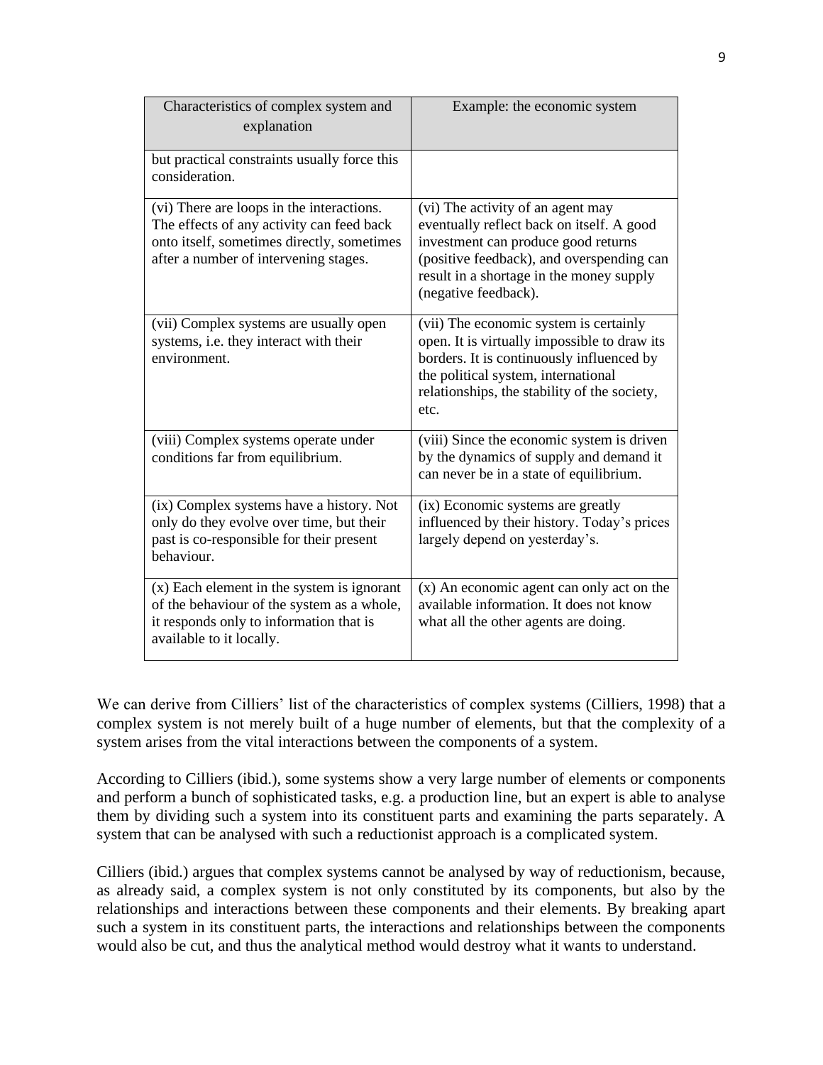| Characteristics of complex system and explanation | Example: the economic system |
| --- | --- |
| but practical constraints usually force this consideration. | |
| (vi) There are loops in the interactions. The effects of any activity can feed back onto itself, sometimes directly, sometimes after a number of intervening stages. | (vi) The activity of an agent may eventually reflect back on itself. A good investment can produce good returns (positive feedback), and overspending can result in a shortage in the money supply (negative feedback). |
| (vii) Complex systems are usually open systems, i.e. they interact with their environment. | (vii) The economic system is certainly open. It is virtually impossible to draw its borders. It is continuously influenced by the political system, international relationships, the stability of the society, etc. |
| (viii) Complex systems operate under conditions far from equilibrium. | (viii) Since the economic system is driven by the dynamics of supply and demand it can never be in a state of equilibrium. |
| (ix) Complex systems have a history. Not only do they evolve over time, but their past is co-responsible for their present behaviour. | (ix) Economic systems are greatly influenced by their history. Today's prices largely depend on yesterday's. |
| (x) Each element in the system is ignorant of the behaviour of the system as a whole, it responds only to information that is available to it locally. | (x) An economic agent can only act on the available information. It does not know what all the other agents are doing. |

We can derive from Cilliers' list of the characteristics of complex systems (Cilliers, 1998) that a complex system is not merely built of a huge number of elements, but that the complexity of a system arises from the vital interactions between the components of a system.

According to Cilliers (ibid.), some systems show a very large number of elements or components and perform a bunch of sophisticated tasks, e.g. a production line, but an expert is able to analyse them by dividing such a system into its constituent parts and examining the parts separately. A system that can be analysed with such a reductionist approach is a complicated system.

Cilliers (ibid.) argues that complex systems cannot be analysed by way of reductionism, because, as already said, a complex system is not only constituted by its components, but also by the relationships and interactions between these components and their elements. By breaking apart such a system in its constituent parts, the interactions and relationships between the components would also be cut, and thus the analytical method would destroy what it wants to understand.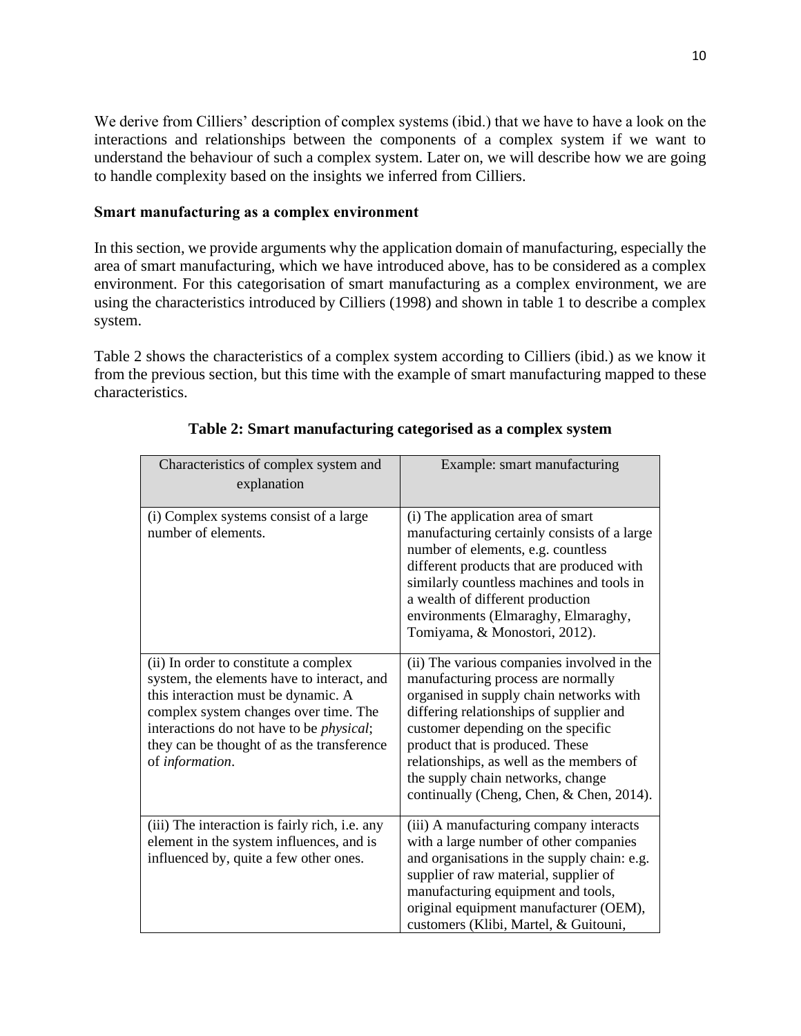We derive from Cilliers' description of complex systems (ibid.) that we have to have a look on the interactions and relationships between the components of a complex system if we want to understand the behaviour of such a complex system. Later on, we will describe how we are going to handle complexity based on the insights we inferred from Cilliers.

**Smart manufacturing as a complex environment**

In this section, we provide arguments why the application domain of manufacturing, especially the area of smart manufacturing, which we have introduced above, has to be considered as a complex environment. For this categorisation of smart manufacturing as a complex environment, we are using the characteristics introduced by Cilliers (1998) and shown in table 1 to describe a complex system.

Table 2 shows the characteristics of a complex system according to Cilliers (ibid.) as we know it from the previous section, but this time with the example of smart manufacturing mapped to these characteristics.

**Table 2: Smart manufacturing categorised as a complex system**

| Characteristics of complex system and explanation | Example: smart manufacturing |
|---|---|
| (i) Complex systems consist of a large number of elements. | (i) The application area of smart manufacturing certainly consists of a large number of elements, e.g. countless different products that are produced with similarly countless machines and tools in a wealth of different production environments (Elmaraghy, Elmaraghy, Tomiyama, & Monostori, 2012). |
| (ii) In order to constitute a complex system, the elements have to interact, and this interaction must be dynamic. A complex system changes over time. The interactions do not have to be *physical*; they can be thought of as the transference of *information*. | (ii) The various companies involved in the manufacturing process are normally organised in supply chain networks with differing relationships of supplier and customer depending on the specific product that is produced. These relationships, as well as the members of the supply chain networks, change continually (Cheng, Chen, & Chen, 2014). |
| (iii) The interaction is fairly rich, i.e. any element in the system influences, and is influenced by, quite a few other ones. | (iii) A manufacturing company interacts with a large number of other companies and organisations in the supply chain: e.g. supplier of raw material, supplier of manufacturing equipment and tools, original equipment manufacturer (OEM), customers (Klibi, Martel, & Guitouni, |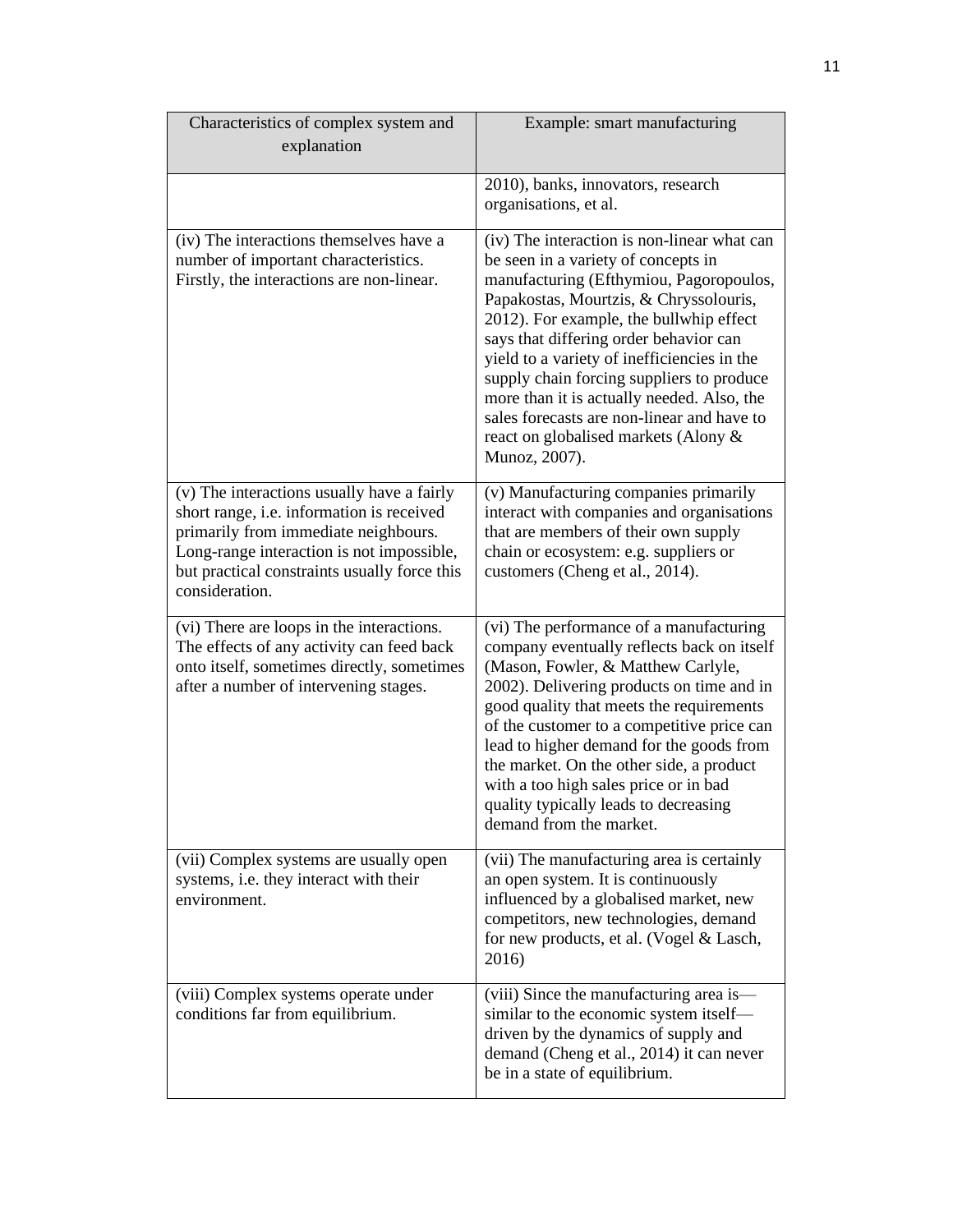| Characteristics of complex system and explanation | Example: smart manufacturing |
|---|---|
| | 2010), banks, innovators, research organisations, et al. |
| (iv) The interactions themselves have a number of important characteristics. Firstly, the interactions are non-linear. | (iv) The interaction is non-linear what can be seen in a variety of concepts in manufacturing (Efthymiou, Pagoropoulos, Papakostas, Mourtzis, & Chryssolouris, 2012). For example, the bullwhip effect says that differing order behavior can yield to a variety of inefficiencies in the supply chain forcing suppliers to produce more than it is actually needed. Also, the sales forecasts are non-linear and have to react on globalised markets (Alony & Munoz, 2007). |
| (v) The interactions usually have a fairly short range, i.e. information is received primarily from immediate neighbours. Long-range interaction is not impossible, but practical constraints usually force this consideration. | (v) Manufacturing companies primarily interact with companies and organisations that are members of their own supply chain or ecosystem: e.g. suppliers or customers (Cheng et al., 2014). |
| (vi) There are loops in the interactions. The effects of any activity can feed back onto itself, sometimes directly, sometimes after a number of intervening stages. | (vi) The performance of a manufacturing company eventually reflects back on itself (Mason, Fowler, & Matthew Carlyle, 2002). Delivering products on time and in good quality that meets the requirements of the customer to a competitive price can lead to higher demand for the goods from the market. On the other side, a product with a too high sales price or in bad quality typically leads to decreasing demand from the market. |
| (vii) Complex systems are usually open systems, i.e. they interact with their environment. | (vii) The manufacturing area is certainly an open system. It is continuously influenced by a globalised market, new competitors, new technologies, demand for new products, et al. (Vogel & Lasch, 2016) |
| (viii) Complex systems operate under conditions far from equilibrium. | (viii) Since the manufacturing area is—similar to the economic system itself—driven by the dynamics of supply and demand (Cheng et al., 2014) it can never be in a state of equilibrium. |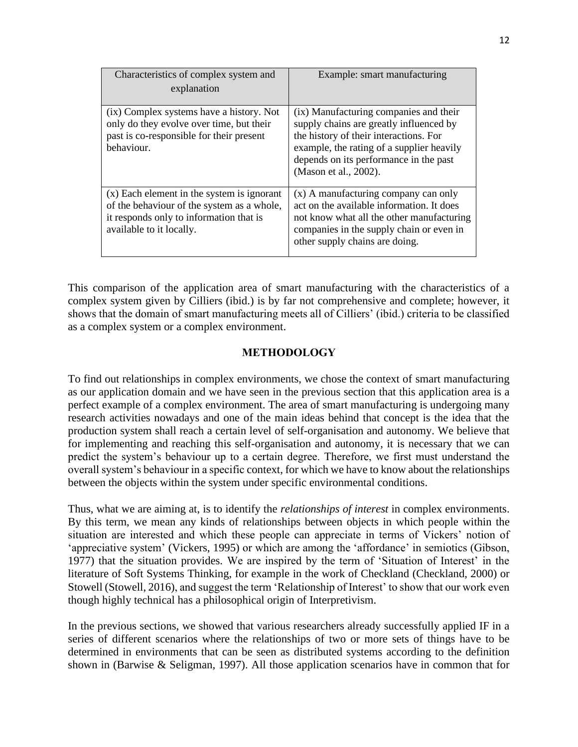| Characteristics of complex system and explanation | Example: smart manufacturing |
|---|---|
| (ix) Complex systems have a history. Not only do they evolve over time, but their past is co-responsible for their present behaviour. | (ix) Manufacturing companies and their supply chains are greatly influenced by the history of their interactions. For example, the rating of a supplier heavily depends on its performance in the past (Mason et al., 2002). |
| (x) Each element in the system is ignorant of the behaviour of the system as a whole, it responds only to information that is available to it locally. | (x) A manufacturing company can only act on the available information. It does not know what all the other manufacturing companies in the supply chain or even in other supply chains are doing. |

This comparison of the application area of smart manufacturing with the characteristics of a complex system given by Cilliers (ibid.) is by far not comprehensive and complete; however, it shows that the domain of smart manufacturing meets all of Cilliers' (ibid.) criteria to be classified as a complex system or a complex environment.

## METHODOLOGY

To find out relationships in complex environments, we chose the context of smart manufacturing as our application domain and we have seen in the previous section that this application area is a perfect example of a complex environment. The area of smart manufacturing is undergoing many research activities nowadays and one of the main ideas behind that concept is the idea that the production system shall reach a certain level of self-organisation and autonomy. We believe that for implementing and reaching this self-organisation and autonomy, it is necessary that we can predict the system's behaviour up to a certain degree. Therefore, we first must understand the overall system's behaviour in a specific context, for which we have to know about the relationships between the objects within the system under specific environmental conditions.

Thus, what we are aiming at, is to identify the *relationships of interest* in complex environments. By this term, we mean any kinds of relationships between objects in which people within the situation are interested and which these people can appreciate in terms of Vickers' notion of 'appreciative system' (Vickers, 1995) or which are among the 'affordance' in semiotics (Gibson, 1977) that the situation provides. We are inspired by the term of 'Situation of Interest' in the literature of Soft Systems Thinking, for example in the work of Checkland (Checkland, 2000) or Stowell (Stowell, 2016), and suggest the term 'Relationship of Interest' to show that our work even though highly technical has a philosophical origin of Interpretivism.

In the previous sections, we showed that various researchers already successfully applied IF in a series of different scenarios where the relationships of two or more sets of things have to be determined in environments that can be seen as distributed systems according to the definition shown in (Barwise & Seligman, 1997). All those application scenarios have in common that for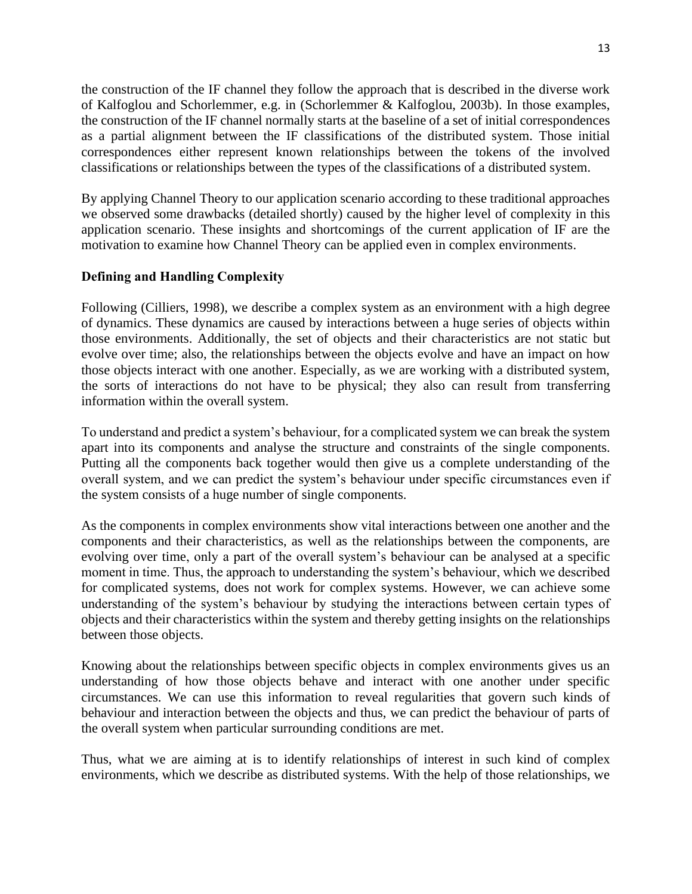the construction of the IF channel they follow the approach that is described in the diverse work of Kalfoglou and Schorlemmer, e.g. in (Schorlemmer & Kalfoglou, 2003b). In those examples, the construction of the IF channel normally starts at the baseline of a set of initial correspondences as a partial alignment between the IF classifications of the distributed system. Those initial correspondences either represent known relationships between the tokens of the involved classifications or relationships between the types of the classifications of a distributed system.

By applying Channel Theory to our application scenario according to these traditional approaches we observed some drawbacks (detailed shortly) caused by the higher level of complexity in this application scenario. These insights and shortcomings of the current application of IF are the motivation to examine how Channel Theory can be applied even in complex environments.

**Defining and Handling Complexity**

Following (Cilliers, 1998), we describe a complex system as an environment with a high degree of dynamics. These dynamics are caused by interactions between a huge series of objects within those environments. Additionally, the set of objects and their characteristics are not static but evolve over time; also, the relationships between the objects evolve and have an impact on how those objects interact with one another. Especially, as we are working with a distributed system, the sorts of interactions do not have to be physical; they also can result from transferring information within the overall system.

To understand and predict a system's behaviour, for a complicated system we can break the system apart into its components and analyse the structure and constraints of the single components. Putting all the components back together would then give us a complete understanding of the overall system, and we can predict the system's behaviour under specific circumstances even if the system consists of a huge number of single components.

As the components in complex environments show vital interactions between one another and the components and their characteristics, as well as the relationships between the components, are evolving over time, only a part of the overall system's behaviour can be analysed at a specific moment in time. Thus, the approach to understanding the system's behaviour, which we described for complicated systems, does not work for complex systems. However, we can achieve some understanding of the system's behaviour by studying the interactions between certain types of objects and their characteristics within the system and thereby getting insights on the relationships between those objects.

Knowing about the relationships between specific objects in complex environments gives us an understanding of how those objects behave and interact with one another under specific circumstances. We can use this information to reveal regularities that govern such kinds of behaviour and interaction between the objects and thus, we can predict the behaviour of parts of the overall system when particular surrounding conditions are met.

Thus, what we are aiming at is to identify relationships of interest in such kind of complex environments, which we describe as distributed systems. With the help of those relationships, we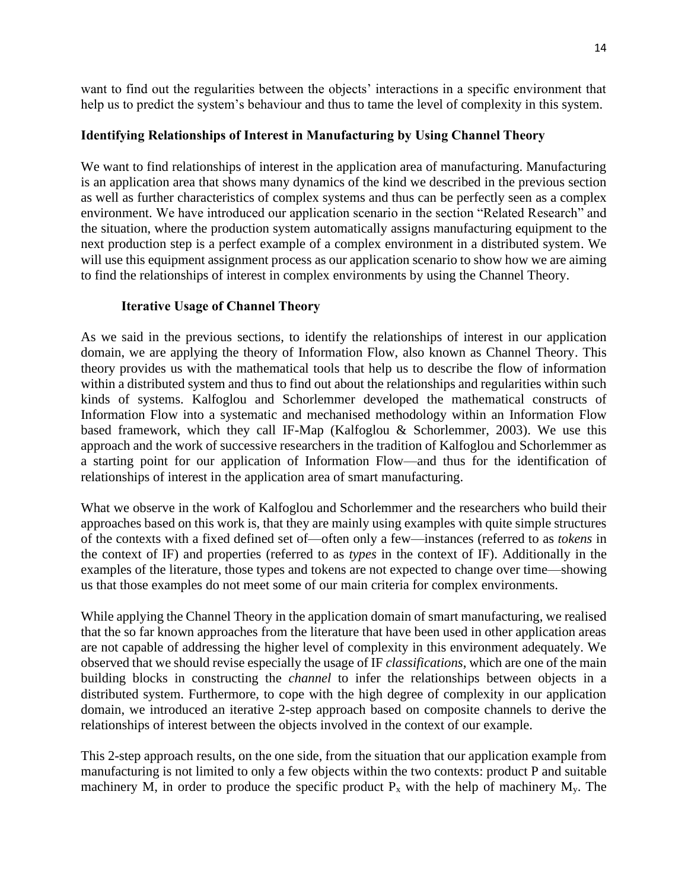want to find out the regularities between the objects' interactions in a specific environment that help us to predict the system's behaviour and thus to tame the level of complexity in this system.

## Identifying Relationships of Interest in Manufacturing by Using Channel Theory

We want to find relationships of interest in the application area of manufacturing. Manufacturing is an application area that shows many dynamics of the kind we described in the previous section as well as further characteristics of complex systems and thus can be perfectly seen as a complex environment. We have introduced our application scenario in the section "Related Research" and the situation, where the production system automatically assigns manufacturing equipment to the next production step is a perfect example of a complex environment in a distributed system. We will use this equipment assignment process as our application scenario to show how we are aiming to find the relationships of interest in complex environments by using the Channel Theory.

### Iterative Usage of Channel Theory

As we said in the previous sections, to identify the relationships of interest in our application domain, we are applying the theory of Information Flow, also known as Channel Theory. This theory provides us with the mathematical tools that help us to describe the flow of information within a distributed system and thus to find out about the relationships and regularities within such kinds of systems. Kalfoglou and Schorlemmer developed the mathematical constructs of Information Flow into a systematic and mechanised methodology within an Information Flow based framework, which they call IF-Map (Kalfoglou & Schorlemmer, 2003). We use this approach and the work of successive researchers in the tradition of Kalfoglou and Schorlemmer as a starting point for our application of Information Flow—and thus for the identification of relationships of interest in the application area of smart manufacturing.

What we observe in the work of Kalfoglou and Schorlemmer and the researchers who build their approaches based on this work is, that they are mainly using examples with quite simple structures of the contexts with a fixed defined set of—often only a few—instances (referred to as *tokens* in the context of IF) and properties (referred to as *types* in the context of IF). Additionally in the examples of the literature, those types and tokens are not expected to change over time—showing us that those examples do not meet some of our main criteria for complex environments.

While applying the Channel Theory in the application domain of smart manufacturing, we realised that the so far known approaches from the literature that have been used in other application areas are not capable of addressing the higher level of complexity in this environment adequately. We observed that we should revise especially the usage of IF *classifications*, which are one of the main building blocks in constructing the *channel* to infer the relationships between objects in a distributed system. Furthermore, to cope with the high degree of complexity in our application domain, we introduced an iterative 2-step approach based on composite channels to derive the relationships of interest between the objects involved in the context of our example.

This 2-step approach results, on the one side, from the situation that our application example from manufacturing is not limited to only a few objects within the two contexts: product P and suitable machinery M, in order to produce the specific product $P_x$ with the help of machinery $M_y$. The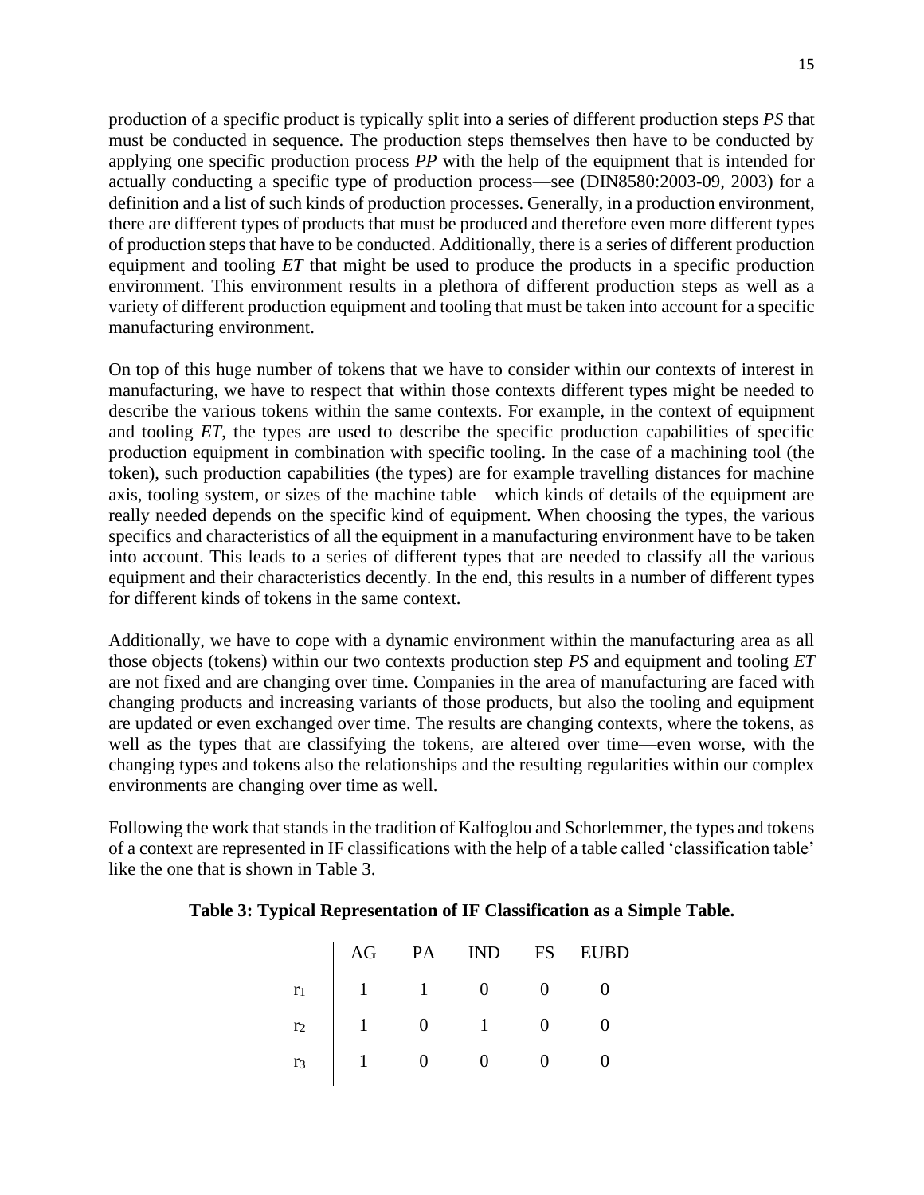production of a specific product is typically split into a series of different production steps *PS* that must be conducted in sequence. The production steps themselves then have to be conducted by applying one specific production process *PP* with the help of the equipment that is intended for actually conducting a specific type of production process—see (DIN8580:2003-09, 2003) for a definition and a list of such kinds of production processes. Generally, in a production environment, there are different types of products that must be produced and therefore even more different types of production steps that have to be conducted. Additionally, there is a series of different production equipment and tooling *ET* that might be used to produce the products in a specific production environment. This environment results in a plethora of different production steps as well as a variety of different production equipment and tooling that must be taken into account for a specific manufacturing environment.

On top of this huge number of tokens that we have to consider within our contexts of interest in manufacturing, we have to respect that within those contexts different types might be needed to describe the various tokens within the same contexts. For example, in the context of equipment and tooling *ET*, the types are used to describe the specific production capabilities of specific production equipment in combination with specific tooling. In the case of a machining tool (the token), such production capabilities (the types) are for example travelling distances for machine axis, tooling system, or sizes of the machine table—which kinds of details of the equipment are really needed depends on the specific kind of equipment. When choosing the types, the various specifics and characteristics of all the equipment in a manufacturing environment have to be taken into account. This leads to a series of different types that are needed to classify all the various equipment and their characteristics decently. In the end, this results in a number of different types for different kinds of tokens in the same context.

Additionally, we have to cope with a dynamic environment within the manufacturing area as all those objects (tokens) within our two contexts production step *PS* and equipment and tooling *ET* are not fixed and are changing over time. Companies in the area of manufacturing are faced with changing products and increasing variants of those products, but also the tooling and equipment are updated or even exchanged over time. The results are changing contexts, where the tokens, as well as the types that are classifying the tokens, are altered over time—even worse, with the changing types and tokens also the relationships and the resulting regularities within our complex environments are changing over time as well.

Following the work that stands in the tradition of Kalfoglou and Schorlemmer, the types and tokens of a context are represented in IF classifications with the help of a table called 'classification table' like the one that is shown in Table 3.

**Table 3: Typical Representation of IF Classification as a Simple Table.**

| | AG | PA | IND | FS | EUBD |
|---|---|---|---|---|---|
| $r_1$ | 1 | 1 | 0 | 0 | 0 |
| $r_2$ | 1 | 0 | 1 | 0 | 0 |
| $r_3$ | 1 | 0 | 0 | 0 | 0 |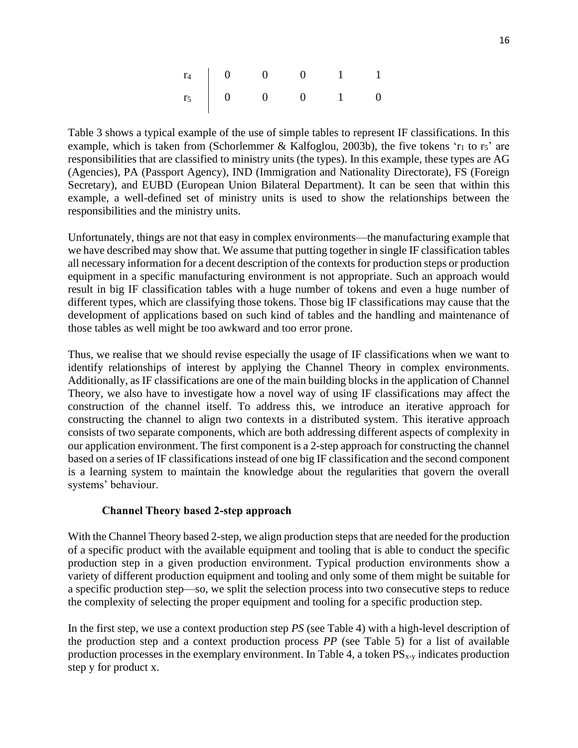| | | | | | |
|---|---|---|---|---|---|
| $r_4$ | 0 | 0 | 0 | 1 | 1 |
| $r_5$ | 0 | 0 | 0 | 1 | 0 |

Table 3 shows a typical example of the use of simple tables to represent IF classifications. In this example, which is taken from (Schorlemmer & Kalfoglou, 2003b), the five tokens '$r_1$ to $r_5$' are responsibilities that are classified to ministry units (the types). In this example, these types are AG (Agencies), PA (Passport Agency), IND (Immigration and Nationality Directorate), FS (Foreign Secretary), and EUBD (European Union Bilateral Department). It can be seen that within this example, a well-defined set of ministry units is used to show the relationships between the responsibilities and the ministry units.

Unfortunately, things are not that easy in complex environments—the manufacturing example that we have described may show that. We assume that putting together in single IF classification tables all necessary information for a decent description of the contexts for production steps or production equipment in a specific manufacturing environment is not appropriate. Such an approach would result in big IF classification tables with a huge number of tokens and even a huge number of different types, which are classifying those tokens. Those big IF classifications may cause that the development of applications based on such kind of tables and the handling and maintenance of those tables as well might be too awkward and too error prone.

Thus, we realise that we should revise especially the usage of IF classifications when we want to identify relationships of interest by applying the Channel Theory in complex environments. Additionally, as IF classifications are one of the main building blocks in the application of Channel Theory, we also have to investigate how a novel way of using IF classifications may affect the construction of the channel itself. To address this, we introduce an iterative approach for constructing the channel to align two contexts in a distributed system. This iterative approach consists of two separate components, which are both addressing different aspects of complexity in our application environment. The first component is a 2-step approach for constructing the channel based on a series of IF classifications instead of one big IF classification and the second component is a learning system to maintain the knowledge about the regularities that govern the overall systems' behaviour.

### Channel Theory based 2-step approach

With the Channel Theory based 2-step, we align production steps that are needed for the production of a specific product with the available equipment and tooling that is able to conduct the specific production step in a given production environment. Typical production environments show a variety of different production equipment and tooling and only some of them might be suitable for a specific production step—so, we split the selection process into two consecutive steps to reduce the complexity of selecting the proper equipment and tooling for a specific production step.

In the first step, we use a context production step *PS* (see Table 4) with a high-level description of the production step and a context production process *PP* (see Table 5) for a list of available production processes in the exemplary environment. In Table 4, a token $PS_{x\text{-}y}$ indicates production step y for product x.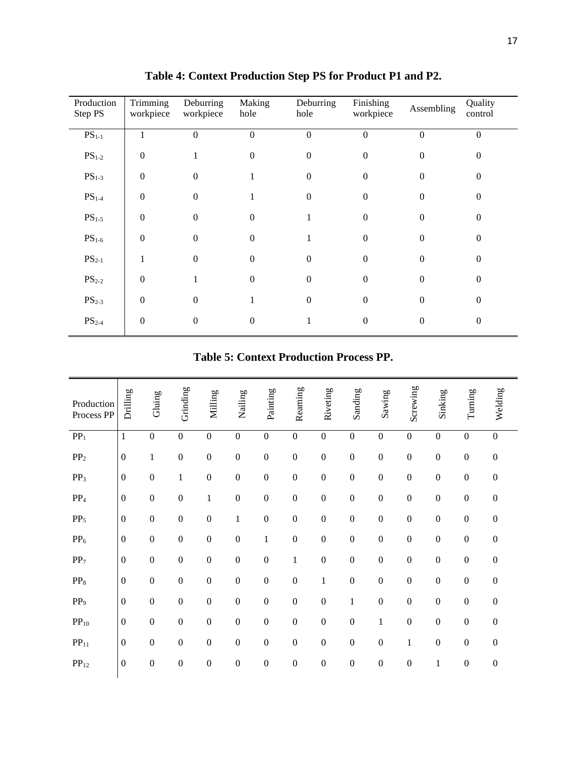**Table 4: Context Production Step PS for Product P1 and P2.**

| Production Step PS | Trimming workpiece | Deburring workpiece | Making hole | Deburring hole | Finishing workpiece | Assembling | Quality control |
|---|---|---|---|---|---|---|---|
| $PS_{1-1}$ | 1 | 0 | 0 | 0 | 0 | 0 | 0 |
| $PS_{1-2}$ | 0 | 1 | 0 | 0 | 0 | 0 | 0 |
| $PS_{1-3}$ | 0 | 0 | 1 | 0 | 0 | 0 | 0 |
| $PS_{1-4}$ | 0 | 0 | 1 | 0 | 0 | 0 | 0 |
| $PS_{1-5}$ | 0 | 0 | 0 | 1 | 0 | 0 | 0 |
| $PS_{1-6}$ | 0 | 0 | 0 | 1 | 0 | 0 | 0 |
| $PS_{2-1}$ | 1 | 0 | 0 | 0 | 0 | 0 | 0 |
| $PS_{2-2}$ | 0 | 1 | 0 | 0 | 0 | 0 | 0 |
| $PS_{2-3}$ | 0 | 0 | 1 | 0 | 0 | 0 | 0 |
| $PS_{2-4}$ | 0 | 0 | 0 | 1 | 0 | 0 | 0 |

**Table 5: Context Production Process PP.**

| Production Process PP | Drilling | Gluing | Grinding | Milling | Nailing | Painting | Reaming | Riveting | Sanding | Sawing | Screwing | Sinking | Turning | Welding |
|---|---|---|---|---|---|---|---|---|---|---|---|---|---|---|
| $PP_1$ | 1 | 0 | 0 | 0 | 0 | 0 | 0 | 0 | 0 | 0 | 0 | 0 | 0 | 0 |
| $PP_2$ | 0 | 1 | 0 | 0 | 0 | 0 | 0 | 0 | 0 | 0 | 0 | 0 | 0 | 0 |
| $PP_3$ | 0 | 0 | 1 | 0 | 0 | 0 | 0 | 0 | 0 | 0 | 0 | 0 | 0 | 0 |
| $PP_4$ | 0 | 0 | 0 | 1 | 0 | 0 | 0 | 0 | 0 | 0 | 0 | 0 | 0 | 0 |
| $PP_5$ | 0 | 0 | 0 | 0 | 1 | 0 | 0 | 0 | 0 | 0 | 0 | 0 | 0 | 0 |
| $PP_6$ | 0 | 0 | 0 | 0 | 0 | 1 | 0 | 0 | 0 | 0 | 0 | 0 | 0 | 0 |
| $PP_7$ | 0 | 0 | 0 | 0 | 0 | 0 | 1 | 0 | 0 | 0 | 0 | 0 | 0 | 0 |
| $PP_8$ | 0 | 0 | 0 | 0 | 0 | 0 | 0 | 1 | 0 | 0 | 0 | 0 | 0 | 0 |
| $PP_9$ | 0 | 0 | 0 | 0 | 0 | 0 | 0 | 0 | 1 | 0 | 0 | 0 | 0 | 0 |
| $PP_{10}$ | 0 | 0 | 0 | 0 | 0 | 0 | 0 | 0 | 0 | 1 | 0 | 0 | 0 | 0 |
| $PP_{11}$ | 0 | 0 | 0 | 0 | 0 | 0 | 0 | 0 | 0 | 0 | 1 | 0 | 0 | 0 |
| $PP_{12}$ | 0 | 0 | 0 | 0 | 0 | 0 | 0 | 0 | 0 | 0 | 0 | 1 | 0 | 0 |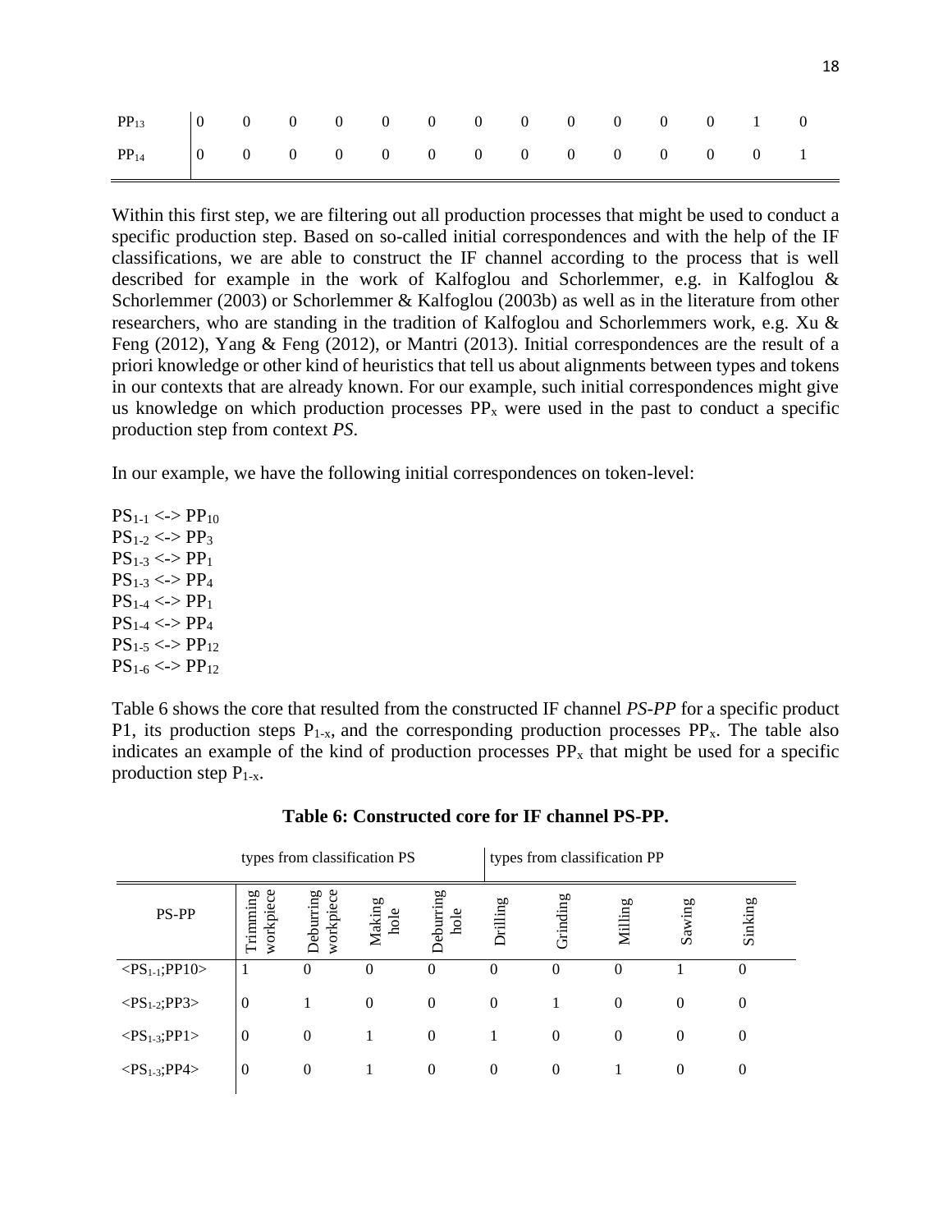| | | | | | | | | | | | | | | |
|---|---|---|---|---|---|---|---|---|---|---|---|---|---|---|
| $PP_{13}$ | 0 | 0 | 0 | 0 | 0 | 0 | 0 | 0 | 0 | 0 | 0 | 0 | 1 | 0 |
| $PP_{14}$ | 0 | 0 | 0 | 0 | 0 | 0 | 0 | 0 | 0 | 0 | 0 | 0 | 0 | 1 |

Within this first step, we are filtering out all production processes that might be used to conduct a specific production step. Based on so-called initial correspondences and with the help of the IF classifications, we are able to construct the IF channel according to the process that is well described for example in the work of Kalfoglou and Schorlemmer, e.g. in Kalfoglou & Schorlemmer (2003) or Schorlemmer & Kalfoglou (2003b) as well as in the literature from other researchers, who are standing in the tradition of Kalfoglou and Schorlemmers work, e.g. Xu & Feng (2012), Yang & Feng (2012), or Mantri (2013). Initial correspondences are the result of a priori knowledge or other kind of heuristics that tell us about alignments between types and tokens in our contexts that are already known. For our example, such initial correspondences might give us knowledge on which production processes $PP_x$ were used in the past to conduct a specific production step from context *PS*.

In our example, we have the following initial correspondences on token-level:

$PS_{1-1}$ <-> $PP_{10}$
$PS_{1-2}$ <-> $PP_3$
$PS_{1-3}$ <-> $PP_1$
$PS_{1-3}$ <-> $PP_4$
$PS_{1-4}$ <-> $PP_1$
$PS_{1-4}$ <-> $PP_4$
$PS_{1-5}$ <-> $PP_{12}$
$PS_{1-6}$ <-> $PP_{12}$

Table 6 shows the core that resulted from the constructed IF channel *PS-PP* for a specific product P1, its production steps $P_{1-x}$, and the corresponding production processes $PP_x$. The table also indicates an example of the kind of production processes $PP_x$ that might be used for a specific production step $P_{1-x}$.

**Table 6: Constructed core for IF channel PS-PP.**

| | types from classification PS | | | | types from classification PP | | | | |
|---|---|---|---|---|---|---|---|---|---|
| PS-PP | Trimming workpiece | Deburring workpiece | Making hole | Deburring hole | Drilling | Grinding | Milling | Sawing | Sinking |
| <$PS_{1-1}$;PP10> | 1 | 0 | 0 | 0 | 0 | 0 | 0 | 1 | 0 |
| <$PS_{1-2}$;PP3> | 0 | 1 | 0 | 0 | 0 | 1 | 0 | 0 | 0 |
| <$PS_{1-3}$;PP1> | 0 | 0 | 1 | 0 | 1 | 0 | 0 | 0 | 0 |
| <$PS_{1-3}$;PP4> | 0 | 0 | 1 | 0 | 0 | 0 | 1 | 0 | 0 |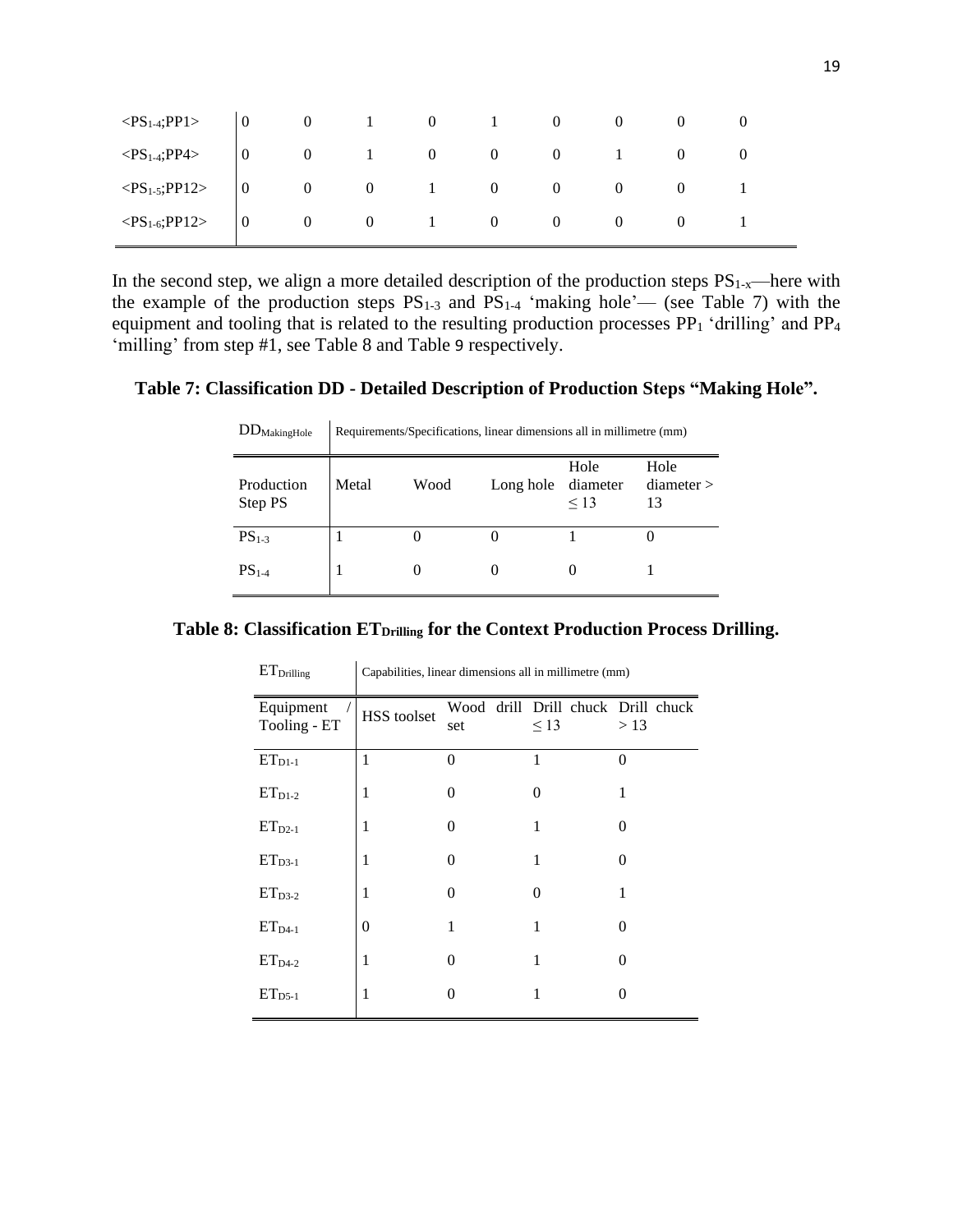| | | | | | | | | | |
|---|---|---|---|---|---|---|---|---|---|
| <$PS_{1\text{-}4}$;PP1> | 0 | 0 | 1 | 0 | 1 | 0 | 0 | 0 | 0 |
| <$PS_{1\text{-}4}$;PP4> | 0 | 0 | 1 | 0 | 0 | 0 | 1 | 0 | 0 |
| <$PS_{1\text{-}5}$;PP12> | 0 | 0 | 0 | 1 | 0 | 0 | 0 | 0 | 1 |
| <$PS_{1\text{-}6}$;PP12> | 0 | 0 | 0 | 1 | 0 | 0 | 0 | 0 | 1 |

In the second step, we align a more detailed description of the production steps $PS_{1\text{-}x}$—here with the example of the production steps $PS_{1\text{-}3}$ and $PS_{1\text{-}4}$ 'making hole'— (see Table 7) with the equipment and tooling that is related to the resulting production processes $PP_1$ 'drilling' and $PP_4$ 'milling' from step #1, see Table 8 and Table 9 respectively.

**Table 7: Classification DD - Detailed Description of Production Steps "Making Hole".**

| $DD_{MakingHole}$ | Requirements/Specifications, linear dimensions all in millimetre (mm) | | | | |
|---|---|---|---|---|---|
| Production Step PS | Metal | Wood | Long hole | Hole diameter ≤ 13 | Hole diameter > 13 |
| $PS_{1\text{-}3}$ | 1 | 0 | 0 | 1 | 0 |
| $PS_{1\text{-}4}$ | 1 | 0 | 0 | 0 | 1 |

**Table 8: Classification $ET_{Drilling}$ for the Context Production Process Drilling.**

| $ET_{Drilling}$ | Capabilities, linear dimensions all in millimetre (mm) | | | |
|---|---|---|---|---|
| Equipment / Tooling - ET | HSS toolset | Wood drill set | Drill chuck ≤ 13 | Drill chuck > 13 |
| $ET_{D1\text{-}1}$ | 1 | 0 | 1 | 0 |
| $ET_{D1\text{-}2}$ | 1 | 0 | 0 | 1 |
| $ET_{D2\text{-}1}$ | 1 | 0 | 1 | 0 |
| $ET_{D3\text{-}1}$ | 1 | 0 | 1 | 0 |
| $ET_{D3\text{-}2}$ | 1 | 0 | 0 | 1 |
| $ET_{D4\text{-}1}$ | 0 | 1 | 1 | 0 |
| $ET_{D4\text{-}2}$ | 1 | 0 | 1 | 0 |
| $ET_{D5\text{-}1}$ | 1 | 0 | 1 | 0 |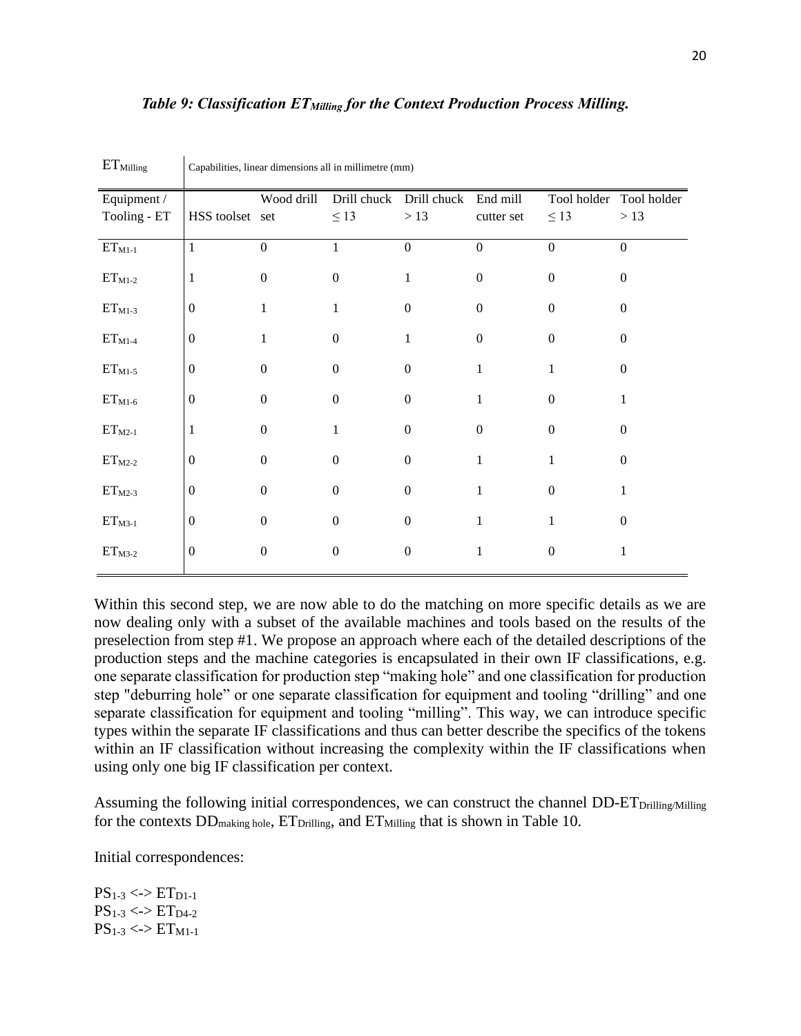***Table 9: Classification $ET_{Milling}$ for the Context Production Process Milling.***

| $ET_{Milling}$ | Capabilities, linear dimensions all in millimetre (mm) | | | | | | |
|---|---|---|---|---|---|---|---|
| Equipment / Tooling - ET | HSS toolset | Wood drill set | Drill chuck ≤ 13 | Drill chuck > 13 | End mill cutter set | Tool holder ≤ 13 | Tool holder > 13 |
| $ET_{M1-1}$ | 1 | 0 | 1 | 0 | 0 | 0 | 0 |
| $ET_{M1-2}$ | 1 | 0 | 0 | 1 | 0 | 0 | 0 |
| $ET_{M1-3}$ | 0 | 1 | 1 | 0 | 0 | 0 | 0 |
| $ET_{M1-4}$ | 0 | 1 | 0 | 1 | 0 | 0 | 0 |
| $ET_{M1-5}$ | 0 | 0 | 0 | 0 | 1 | 1 | 0 |
| $ET_{M1-6}$ | 0 | 0 | 0 | 0 | 1 | 0 | 1 |
| $ET_{M2-1}$ | 1 | 0 | 1 | 0 | 0 | 0 | 0 |
| $ET_{M2-2}$ | 0 | 0 | 0 | 0 | 1 | 1 | 0 |
| $ET_{M2-3}$ | 0 | 0 | 0 | 0 | 1 | 0 | 1 |
| $ET_{M3-1}$ | 0 | 0 | 0 | 0 | 1 | 1 | 0 |
| $ET_{M3-2}$ | 0 | 0 | 0 | 0 | 1 | 0 | 1 |

Within this second step, we are now able to do the matching on more specific details as we are now dealing only with a subset of the available machines and tools based on the results of the preselection from step #1. We propose an approach where each of the detailed descriptions of the production steps and the machine categories is encapsulated in their own IF classifications, e.g. one separate classification for production step "making hole" and one classification for production step "deburring hole" or one separate classification for equipment and tooling "drilling" and one separate classification for equipment and tooling "milling". This way, we can introduce specific types within the separate IF classifications and thus can better describe the specifics of the tokens within an IF classification without increasing the complexity within the IF classifications when using only one big IF classification per context.

Assuming the following initial correspondences, we can construct the channel $DD\text{-}ET_{Drilling/Milling}$ for the contexts $DD_{making\ hole}$, $ET_{Drilling}$, and $ET_{Milling}$ that is shown in Table 10.

Initial correspondences:

$PS_{1-3}$ <-> $ET_{D1-1}$
$PS_{1-3}$ <-> $ET_{D4-2}$
$PS_{1-3}$ <-> $ET_{M1-1}$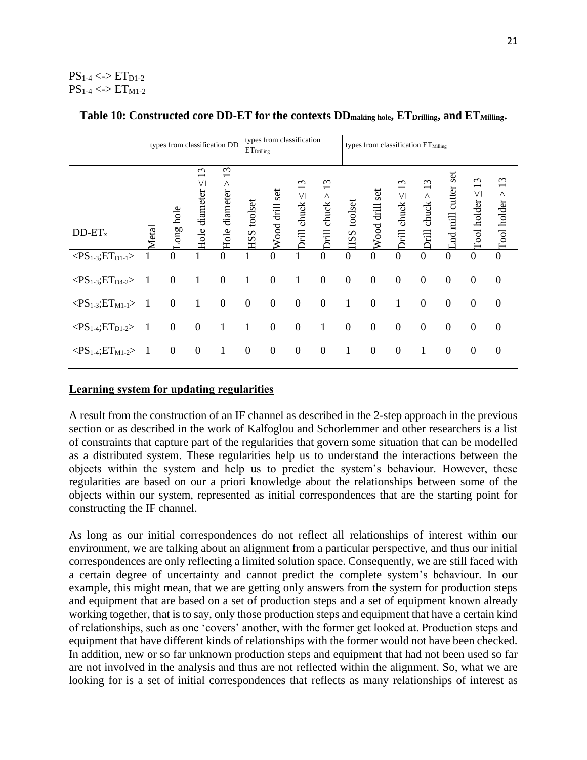$PS_{1\text{-}4}$ <-> $ET_{D1\text{-}2}$
$PS_{1\text{-}4}$ <-> $ET_{M1\text{-}2}$

**Table 10: Constructed core DD-ET for the contexts $DD_{making\ hole}$, $ET_{Drilling}$, and $ET_{Milling}$.**

| | types from classification DD | | | | types from classification $ET_{Drilling}$ | | | | types from classification $ET_{Milling}$ | | | | | | |
|---|---|---|---|---|---|---|---|---|---|---|---|---|---|---|---|
| $DD\text{-}ET_x$ | Metal | Long hole | Hole diameter ≤ 13 | Hole diameter > 13 | HSS toolset | Wood drill set | Drill chuck ≤ 13 | Drill chuck > 13 | HSS toolset | Wood drill set | Drill chuck ≤ 13 | Drill chuck > 13 | End mill cutter set | Tool holder ≤ 13 | Tool holder > 13 |
| $<PS_{1\text{-}3};ET_{D1\text{-}1}>$ | 1 | 0 | 1 | 0 | 1 | 0 | 1 | 0 | 0 | 0 | 0 | 0 | 0 | 0 | 0 |
| $<PS_{1\text{-}3};ET_{D4\text{-}2}>$ | 1 | 0 | 1 | 0 | 1 | 0 | 1 | 0 | 0 | 0 | 0 | 0 | 0 | 0 | 0 |
| $<PS_{1\text{-}3};ET_{M1\text{-}1}>$ | 1 | 0 | 1 | 0 | 0 | 0 | 0 | 0 | 1 | 0 | 1 | 0 | 0 | 0 | 0 |
| $<PS_{1\text{-}4};ET_{D1\text{-}2}>$ | 1 | 0 | 0 | 1 | 1 | 0 | 0 | 1 | 0 | 0 | 0 | 0 | 0 | 0 | 0 |
| $<PS_{1\text{-}4};ET_{M1\text{-}2}>$ | 1 | 0 | 0 | 1 | 0 | 0 | 0 | 0 | 1 | 0 | 0 | 1 | 0 | 0 | 0 |

## Learning system for updating regularities

A result from the construction of an IF channel as described in the 2-step approach in the previous section or as described in the work of Kalfoglou and Schorlemmer and other researchers is a list of constraints that capture part of the regularities that govern some situation that can be modelled as a distributed system. These regularities help us to understand the interactions between the objects within the system and help us to predict the system's behaviour. However, these regularities are based on our a priori knowledge about the relationships between some of the objects within our system, represented as initial correspondences that are the starting point for constructing the IF channel.

As long as our initial correspondences do not reflect all relationships of interest within our environment, we are talking about an alignment from a particular perspective, and thus our initial correspondences are only reflecting a limited solution space. Consequently, we are still faced with a certain degree of uncertainty and cannot predict the complete system's behaviour. In our example, this might mean, that we are getting only answers from the system for production steps and equipment that are based on a set of production steps and a set of equipment known already working together, that is to say, only those production steps and equipment that have a certain kind of relationships, such as one 'covers' another, with the former get looked at. Production steps and equipment that have different kinds of relationships with the former would not have been checked. In addition, new or so far unknown production steps and equipment that had not been used so far are not involved in the analysis and thus are not reflected within the alignment. So, what we are looking for is a set of initial correspondences that reflects as many relationships of interest as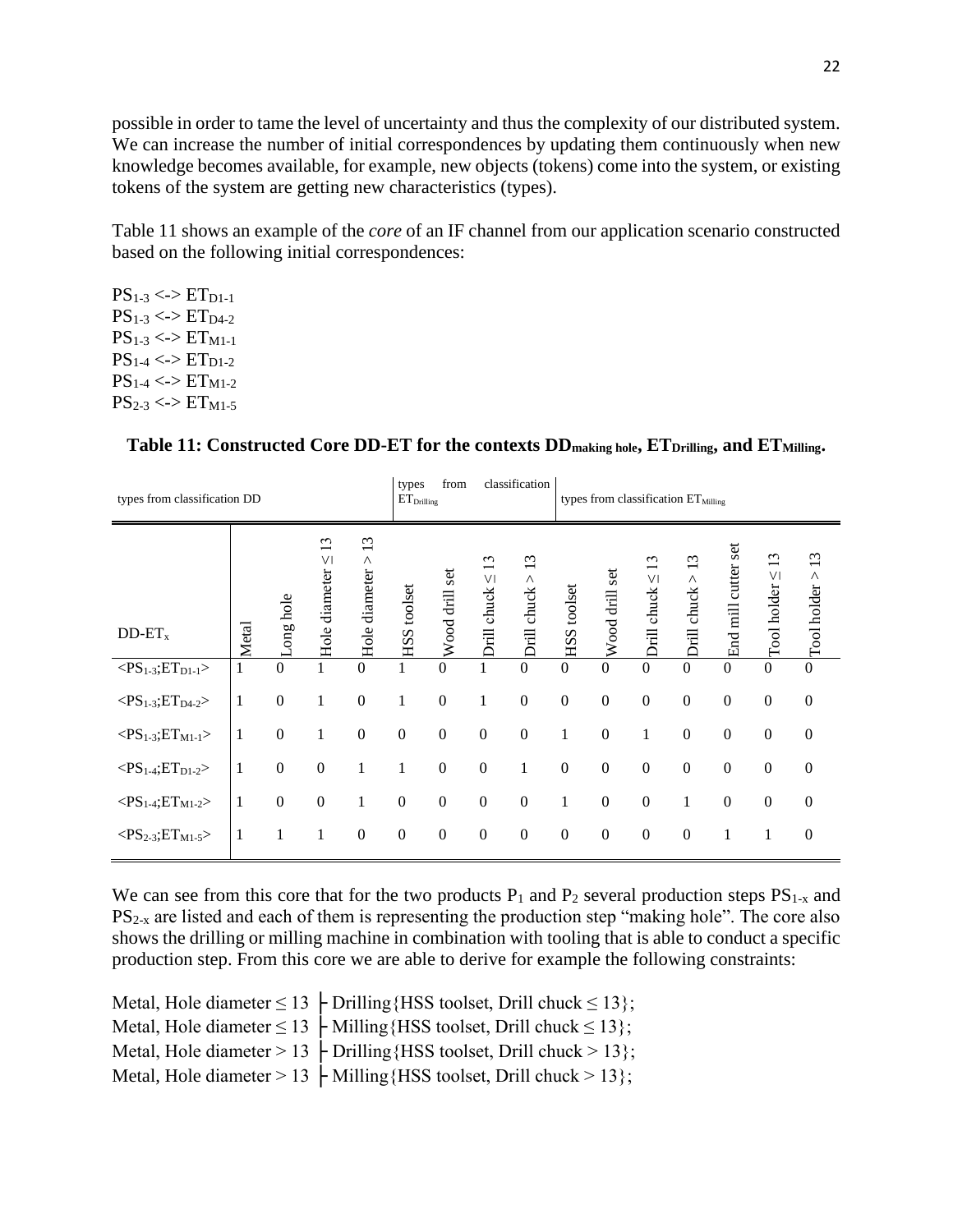possible in order to tame the level of uncertainty and thus the complexity of our distributed system. We can increase the number of initial correspondences by updating them continuously when new knowledge becomes available, for example, new objects (tokens) come into the system, or existing tokens of the system are getting new characteristics (types).

Table 11 shows an example of the *core* of an IF channel from our application scenario constructed based on the following initial correspondences:

$PS_{1\text{-}3}$ <-> $ET_{D1\text{-}1}$
$PS_{1\text{-}3}$ <-> $ET_{D4\text{-}2}$
$PS_{1\text{-}3}$ <-> $ET_{M1\text{-}1}$
$PS_{1\text{-}4}$ <-> $ET_{D1\text{-}2}$
$PS_{1\text{-}4}$ <-> $ET_{M1\text{-}2}$
$PS_{2\text{-}3}$ <-> $ET_{M1\text{-}5}$

**Table 11: Constructed Core DD-ET for the contexts $DD_{\text{making hole}}$, $ET_{\text{Drilling}}$, and $ET_{\text{Milling}}$.**

| types from classification DD | | | | | types from classification $ET_{Drilling}$ | | | | types from classification $ET_{Milling}$ | | | | | | |
|---|---|---|---|---|---|---|---|---|---|---|---|---|---|---|---|
| $DD\text{-}ET_x$ | Metal | Long hole | Hole diameter ≤ 13 | Hole diameter > 13 | HSS toolset | Wood drill set | Drill chuck ≤ 13 | Drill chuck > 13 | HSS toolset | Wood drill set | Drill chuck ≤ 13 | Drill chuck > 13 | End mill cutter set | Tool holder ≤ 13 | Tool holder > 13 |
| $<PS_{1\text{-}3};ET_{D1\text{-}1}>$ | 1 | 0 | 1 | 0 | 1 | 0 | 1 | 0 | 0 | 0 | 0 | 0 | 0 | 0 | 0 |
| $<PS_{1\text{-}3};ET_{D4\text{-}2}>$ | 1 | 0 | 1 | 0 | 1 | 0 | 1 | 0 | 0 | 0 | 0 | 0 | 0 | 0 | 0 |
| $<PS_{1\text{-}3};ET_{M1\text{-}1}>$ | 1 | 0 | 1 | 0 | 0 | 0 | 0 | 0 | 1 | 0 | 1 | 0 | 0 | 0 | 0 |
| $<PS_{1\text{-}4};ET_{D1\text{-}2}>$ | 1 | 0 | 0 | 1 | 1 | 0 | 0 | 1 | 0 | 0 | 0 | 0 | 0 | 0 | 0 |
| $<PS_{1\text{-}4};ET_{M1\text{-}2}>$ | 1 | 0 | 0 | 1 | 0 | 0 | 0 | 0 | 1 | 0 | 0 | 1 | 0 | 0 | 0 |
| $<PS_{2\text{-}3};ET_{M1\text{-}5}>$ | 1 | 1 | 1 | 0 | 0 | 0 | 0 | 0 | 0 | 0 | 0 | 0 | 1 | 1 | 0 |

We can see from this core that for the two products $P_1$ and $P_2$ several production steps $PS_{1\text{-}x}$ and $PS_{2\text{-}x}$ are listed and each of them is representing the production step "making hole". The core also shows the drilling or milling machine in combination with tooling that is able to conduct a specific production step. From this core we are able to derive for example the following constraints:

Metal, Hole diameter ≤ 13 ├ Drilling{HSS toolset, Drill chuck ≤ 13};
Metal, Hole diameter ≤ 13 ├ Milling{HSS toolset, Drill chuck ≤ 13};
Metal, Hole diameter > 13 ├ Drilling{HSS toolset, Drill chuck > 13};
Metal, Hole diameter > 13 ├ Milling{HSS toolset, Drill chuck > 13};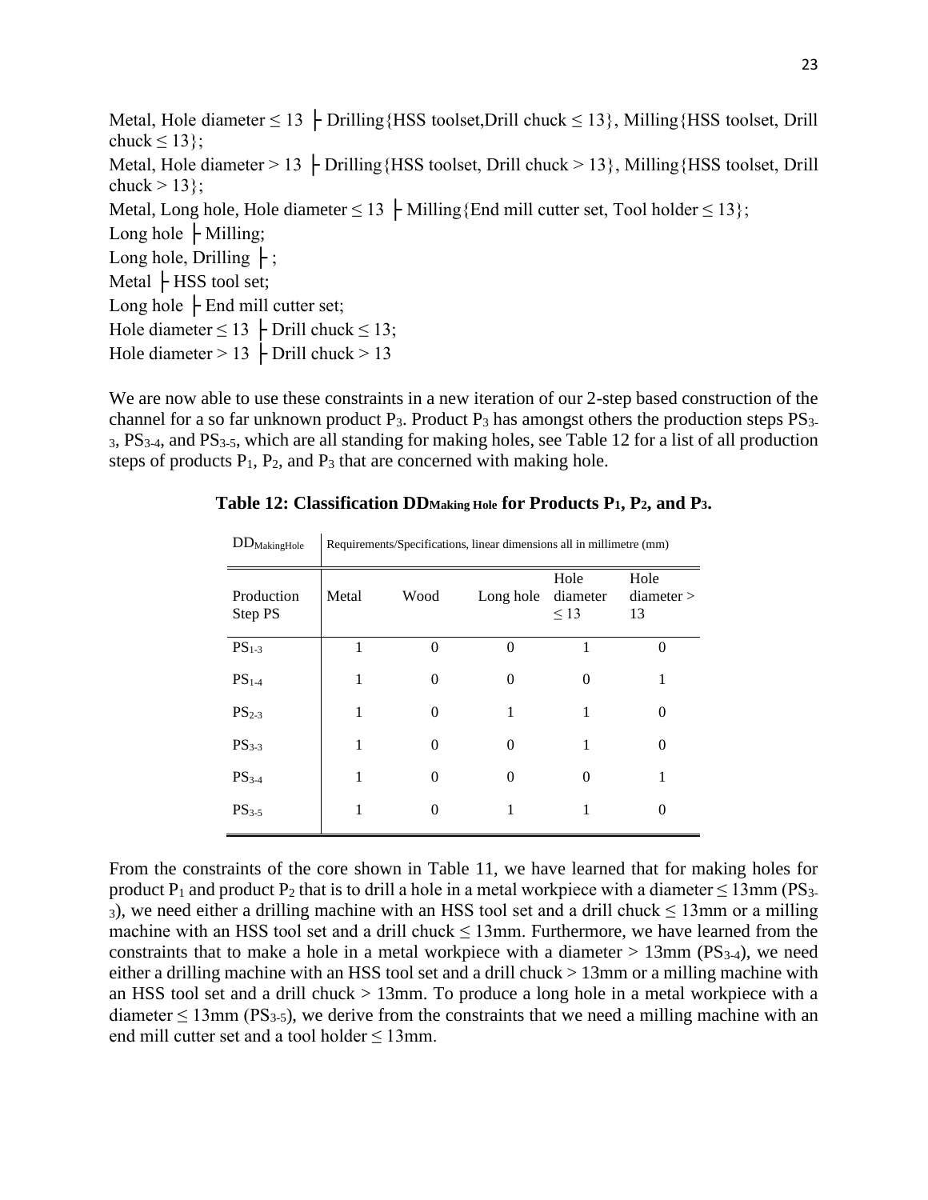Metal, Hole diameter ≤ 13 ├ Drilling{HSS toolset,Drill chuck ≤ 13}, Milling{HSS toolset, Drill chuck ≤ 13};
Metal, Hole diameter > 13 ├ Drilling{HSS toolset, Drill chuck > 13}, Milling{HSS toolset, Drill chuck > 13};
Metal, Long hole, Hole diameter ≤ 13 ├ Milling{End mill cutter set, Tool holder ≤ 13};
Long hole ├ Milling;
Long hole, Drilling ├ ;
Metal ├ HSS tool set;
Long hole ├ End mill cutter set;
Hole diameter ≤ 13 ├ Drill chuck ≤ 13;
Hole diameter > 13 ├ Drill chuck > 13

We are now able to use these constraints in a new iteration of our 2-step based construction of the channel for a so far unknown product $P_3$. Product $P_3$ has amongst others the production steps $PS_{3-3}$, $PS_{3-4}$, and $PS_{3-5}$, which are all standing for making holes, see Table 12 for a list of all production steps of products $P_1$, $P_2$, and $P_3$ that are concerned with making hole.

**Table 12: Classification $DD_{Making\ Hole}$ for Products $P_1$, $P_2$, and $P_3$.**

| $DD_{MakingHole}$ | Requirements/Specifications, linear dimensions all in millimetre (mm) | | | | |
|---|---|---|---|---|---|
| Production Step PS | Metal | Wood | Long hole | Hole diameter ≤ 13 | Hole diameter > 13 |
| $PS_{1-3}$ | 1 | 0 | 0 | 1 | 0 |
| $PS_{1-4}$ | 1 | 0 | 0 | 0 | 1 |
| $PS_{2-3}$ | 1 | 0 | 1 | 1 | 0 |
| $PS_{3-3}$ | 1 | 0 | 0 | 1 | 0 |
| $PS_{3-4}$ | 1 | 0 | 0 | 0 | 1 |
| $PS_{3-5}$ | 1 | 0 | 1 | 1 | 0 |

From the constraints of the core shown in Table 11, we have learned that for making holes for product $P_1$ and product $P_2$ that is to drill a hole in a metal workpiece with a diameter ≤ 13mm ($PS_{3-3}$), we need either a drilling machine with an HSS tool set and a drill chuck ≤ 13mm or a milling machine with an HSS tool set and a drill chuck ≤ 13mm. Furthermore, we have learned from the constraints that to make a hole in a metal workpiece with a diameter > 13mm ($PS_{3-4}$), we need either a drilling machine with an HSS tool set and a drill chuck > 13mm or a milling machine with an HSS tool set and a drill chuck > 13mm. To produce a long hole in a metal workpiece with a diameter ≤ 13mm ($PS_{3-5}$), we derive from the constraints that we need a milling machine with an end mill cutter set and a tool holder ≤ 13mm.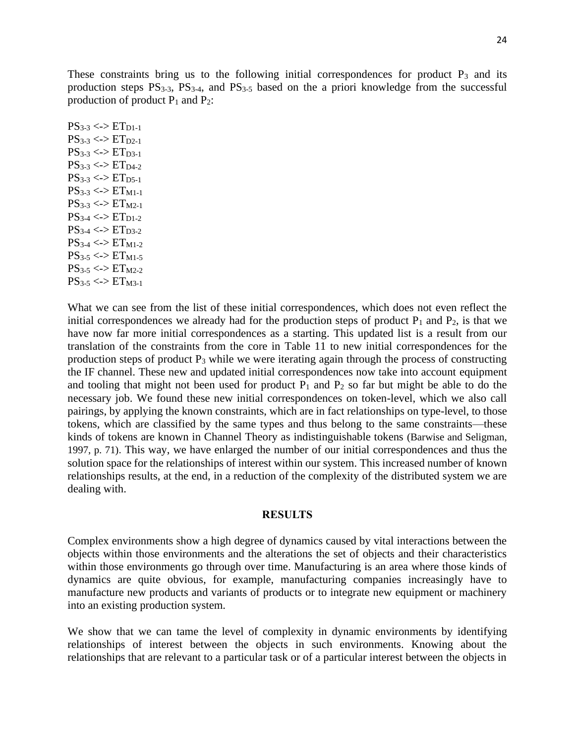These constraints bring us to the following initial correspondences for product $P_3$ and its production steps $PS_{3\text{-}3}$, $PS_{3\text{-}4}$, and $PS_{3\text{-}5}$ based on the a priori knowledge from the successful production of product $P_1$ and $P_2$:

$PS_{3\text{-}3}$ <-> $ET_{D1\text{-}1}$
$PS_{3\text{-}3}$ <-> $ET_{D2\text{-}1}$
$PS_{3\text{-}3}$ <-> $ET_{D3\text{-}1}$
$PS_{3\text{-}3}$ <-> $ET_{D4\text{-}2}$
$PS_{3\text{-}3}$ <-> $ET_{D5\text{-}1}$
$PS_{3\text{-}3}$ <-> $ET_{M1\text{-}1}$
$PS_{3\text{-}3}$ <-> $ET_{M2\text{-}1}$
$PS_{3\text{-}4}$ <-> $ET_{D1\text{-}2}$
$PS_{3\text{-}4}$ <-> $ET_{D3\text{-}2}$
$PS_{3\text{-}4}$ <-> $ET_{M1\text{-}2}$
$PS_{3\text{-}5}$ <-> $ET_{M1\text{-}5}$
$PS_{3\text{-}5}$ <-> $ET_{M2\text{-}2}$
$PS_{3\text{-}5}$ <-> $ET_{M3\text{-}1}$

What we can see from the list of these initial correspondences, which does not even reflect the initial correspondences we already had for the production steps of product $P_1$ and $P_2$, is that we have now far more initial correspondences as a starting. This updated list is a result from our translation of the constraints from the core in Table 11 to new initial correspondences for the production steps of product $P_3$ while we were iterating again through the process of constructing the IF channel. These new and updated initial correspondences now take into account equipment and tooling that might not been used for product $P_1$ and $P_2$ so far but might be able to do the necessary job. We found these new initial correspondences on token-level, which we also call pairings, by applying the known constraints, which are in fact relationships on type-level, to those tokens, which are classified by the same types and thus belong to the same constraints—these kinds of tokens are known in Channel Theory as indistinguishable tokens (Barwise and Seligman, 1997, p. 71). This way, we have enlarged the number of our initial correspondences and thus the solution space for the relationships of interest within our system. This increased number of known relationships results, at the end, in a reduction of the complexity of the distributed system we are dealing with.

## RESULTS

Complex environments show a high degree of dynamics caused by vital interactions between the objects within those environments and the alterations the set of objects and their characteristics within those environments go through over time. Manufacturing is an area where those kinds of dynamics are quite obvious, for example, manufacturing companies increasingly have to manufacture new products and variants of products or to integrate new equipment or machinery into an existing production system.

We show that we can tame the level of complexity in dynamic environments by identifying relationships of interest between the objects in such environments. Knowing about the relationships that are relevant to a particular task or of a particular interest between the objects in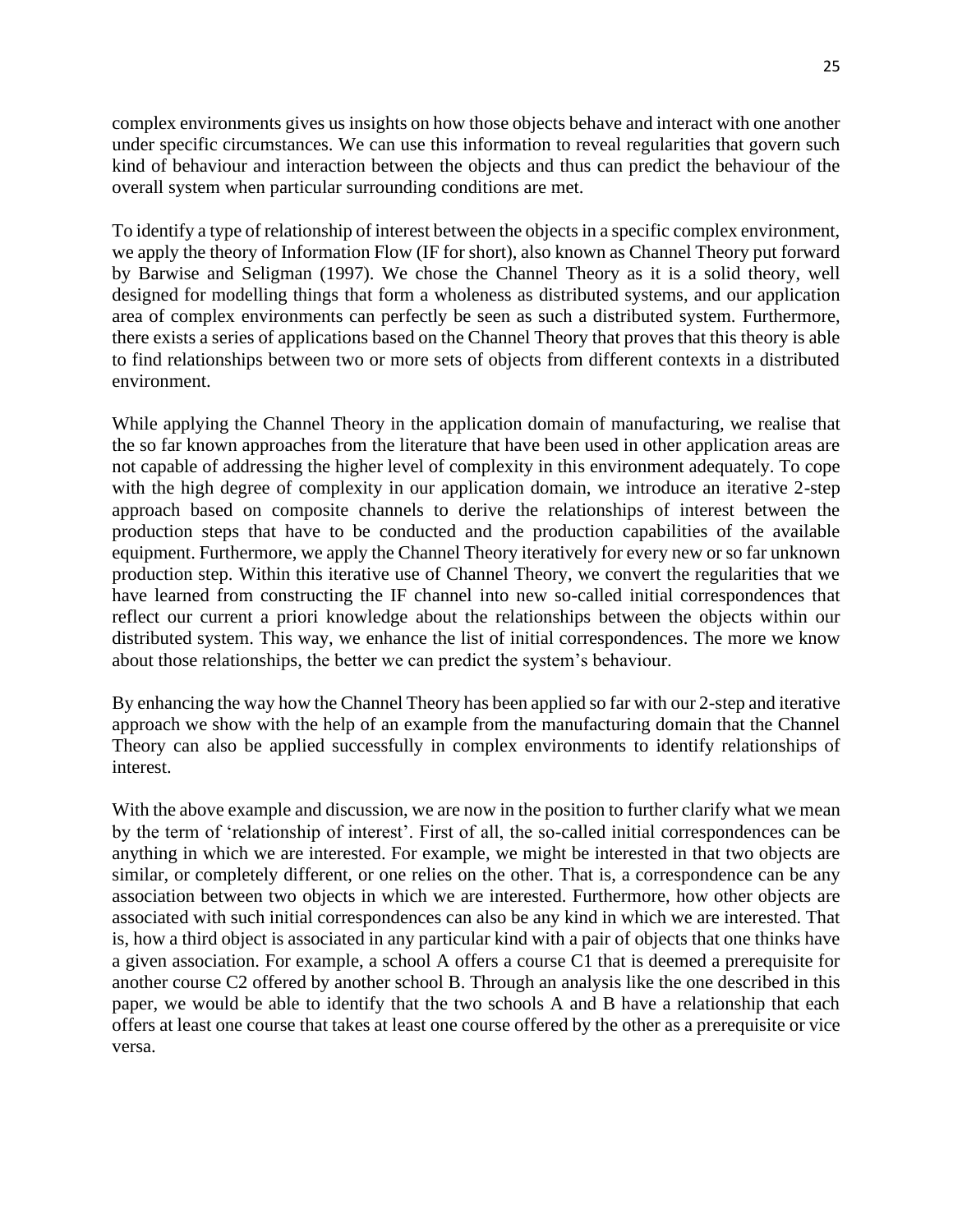complex environments gives us insights on how those objects behave and interact with one another under specific circumstances. We can use this information to reveal regularities that govern such kind of behaviour and interaction between the objects and thus can predict the behaviour of the overall system when particular surrounding conditions are met.

To identify a type of relationship of interest between the objects in a specific complex environment, we apply the theory of Information Flow (IF for short), also known as Channel Theory put forward by Barwise and Seligman (1997). We chose the Channel Theory as it is a solid theory, well designed for modelling things that form a wholeness as distributed systems, and our application area of complex environments can perfectly be seen as such a distributed system. Furthermore, there exists a series of applications based on the Channel Theory that proves that this theory is able to find relationships between two or more sets of objects from different contexts in a distributed environment.

While applying the Channel Theory in the application domain of manufacturing, we realise that the so far known approaches from the literature that have been used in other application areas are not capable of addressing the higher level of complexity in this environment adequately. To cope with the high degree of complexity in our application domain, we introduce an iterative 2-step approach based on composite channels to derive the relationships of interest between the production steps that have to be conducted and the production capabilities of the available equipment. Furthermore, we apply the Channel Theory iteratively for every new or so far unknown production step. Within this iterative use of Channel Theory, we convert the regularities that we have learned from constructing the IF channel into new so-called initial correspondences that reflect our current a priori knowledge about the relationships between the objects within our distributed system. This way, we enhance the list of initial correspondences. The more we know about those relationships, the better we can predict the system's behaviour.

By enhancing the way how the Channel Theory has been applied so far with our 2-step and iterative approach we show with the help of an example from the manufacturing domain that the Channel Theory can also be applied successfully in complex environments to identify relationships of interest.

With the above example and discussion, we are now in the position to further clarify what we mean by the term of 'relationship of interest'. First of all, the so-called initial correspondences can be anything in which we are interested. For example, we might be interested in that two objects are similar, or completely different, or one relies on the other. That is, a correspondence can be any association between two objects in which we are interested. Furthermore, how other objects are associated with such initial correspondences can also be any kind in which we are interested. That is, how a third object is associated in any particular kind with a pair of objects that one thinks have a given association. For example, a school A offers a course C1 that is deemed a prerequisite for another course C2 offered by another school B. Through an analysis like the one described in this paper, we would be able to identify that the two schools A and B have a relationship that each offers at least one course that takes at least one course offered by the other as a prerequisite or vice versa.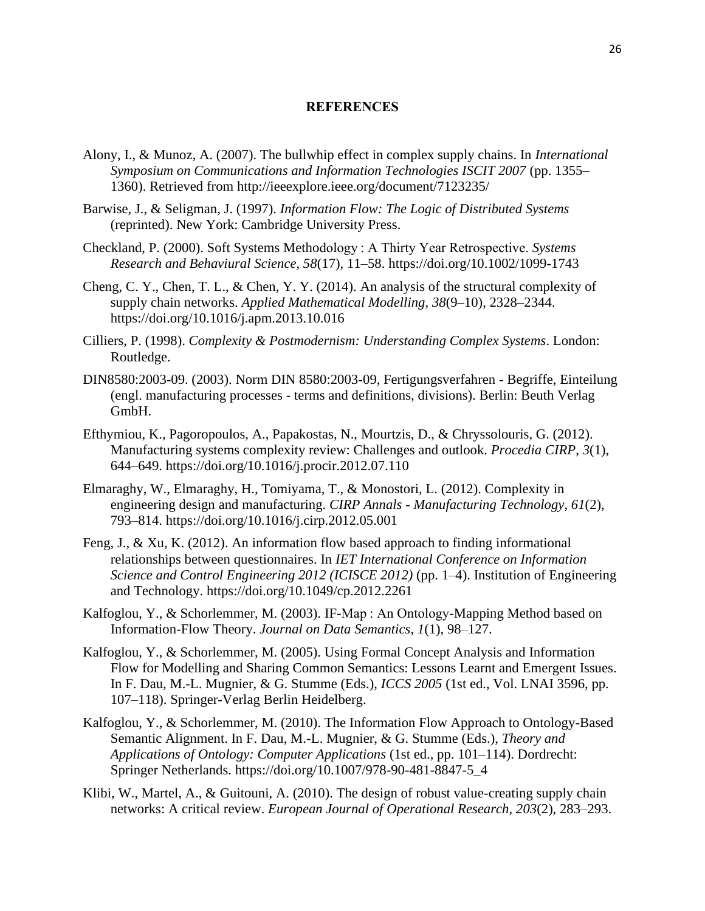## REFERENCES

Alony, I., & Munoz, A. (2007). The bullwhip effect in complex supply chains. In *International Symposium on Communications and Information Technologies ISCIT 2007* (pp. 1355–1360). Retrieved from http://ieeexplore.ieee.org/document/7123235/

Barwise, J., & Seligman, J. (1997). *Information Flow: The Logic of Distributed Systems* (reprinted). New York: Cambridge University Press.

Checkland, P. (2000). Soft Systems Methodology : A Thirty Year Retrospective. *Systems Research and Behaviural Science*, *58*(17), 11–58. https://doi.org/10.1002/1099-1743

Cheng, C. Y., Chen, T. L., & Chen, Y. Y. (2014). An analysis of the structural complexity of supply chain networks. *Applied Mathematical Modelling*, *38*(9–10), 2328–2344. https://doi.org/10.1016/j.apm.2013.10.016

Cilliers, P. (1998). *Complexity & Postmodernism: Understanding Complex Systems*. London: Routledge.

DIN8580:2003-09. (2003). Norm DIN 8580:2003-09, Fertigungsverfahren - Begriffe, Einteilung (engl. manufacturing processes - terms and definitions, divisions). Berlin: Beuth Verlag GmbH.

Efthymiou, K., Pagoropoulos, A., Papakostas, N., Mourtzis, D., & Chryssolouris, G. (2012). Manufacturing systems complexity review: Challenges and outlook. *Procedia CIRP*, *3*(1), 644–649. https://doi.org/10.1016/j.procir.2012.07.110

Elmaraghy, W., Elmaraghy, H., Tomiyama, T., & Monostori, L. (2012). Complexity in engineering design and manufacturing. *CIRP Annals - Manufacturing Technology*, *61*(2), 793–814. https://doi.org/10.1016/j.cirp.2012.05.001

Feng, J., & Xu, K. (2012). An information flow based approach to finding informational relationships between questionnaires. In *IET International Conference on Information Science and Control Engineering 2012 (ICISCE 2012)* (pp. 1–4). Institution of Engineering and Technology. https://doi.org/10.1049/cp.2012.2261

Kalfoglou, Y., & Schorlemmer, M. (2003). IF-Map : An Ontology-Mapping Method based on Information-Flow Theory. *Journal on Data Semantics*, *1*(1), 98–127.

Kalfoglou, Y., & Schorlemmer, M. (2005). Using Formal Concept Analysis and Information Flow for Modelling and Sharing Common Semantics: Lessons Learnt and Emergent Issues. In F. Dau, M.-L. Mugnier, & G. Stumme (Eds.), *ICCS 2005* (1st ed., Vol. LNAI 3596, pp. 107–118). Springer-Verlag Berlin Heidelberg.

Kalfoglou, Y., & Schorlemmer, M. (2010). The Information Flow Approach to Ontology-Based Semantic Alignment. In F. Dau, M.-L. Mugnier, & G. Stumme (Eds.), *Theory and Applications of Ontology: Computer Applications* (1st ed., pp. 101–114). Dordrecht: Springer Netherlands. https://doi.org/10.1007/978-90-481-8847-5_4

Klibi, W., Martel, A., & Guitouni, A. (2010). The design of robust value-creating supply chain networks: A critical review. *European Journal of Operational Research*, *203*(2), 283–293.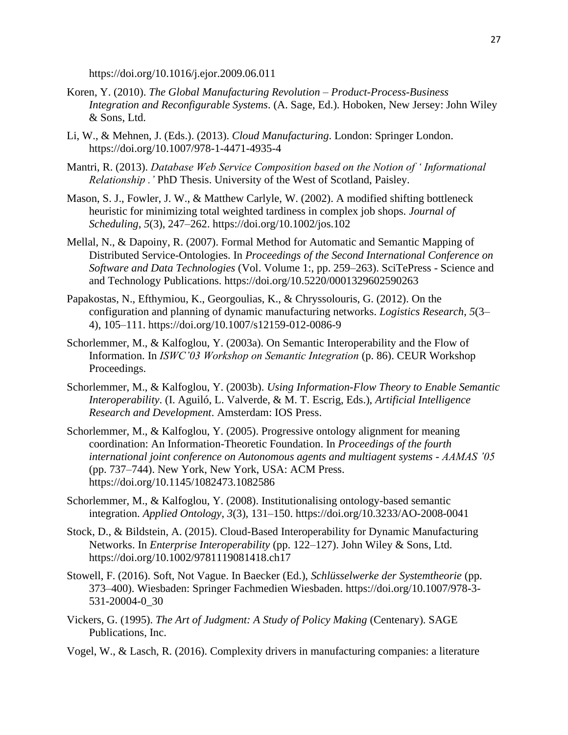https://doi.org/10.1016/j.ejor.2009.06.011

Koren, Y. (2010). *The Global Manufacturing Revolution – Product-Process-Business Integration and Reconfigurable Systems*. (A. Sage, Ed.). Hoboken, New Jersey: John Wiley & Sons, Ltd.

Li, W., & Mehnen, J. (Eds.). (2013). *Cloud Manufacturing*. London: Springer London. https://doi.org/10.1007/978-1-4471-4935-4

Mantri, R. (2013). *Database Web Service Composition based on the Notion of ' Informational Relationship .'* PhD Thesis. University of the West of Scotland, Paisley.

Mason, S. J., Fowler, J. W., & Matthew Carlyle, W. (2002). A modified shifting bottleneck heuristic for minimizing total weighted tardiness in complex job shops. *Journal of Scheduling*, *5*(3), 247–262. https://doi.org/10.1002/jos.102

Mellal, N., & Dapoiny, R. (2007). Formal Method for Automatic and Semantic Mapping of Distributed Service-Ontologies. In *Proceedings of the Second International Conference on Software and Data Technologies* (Vol. Volume 1:, pp. 259–263). SciTePress - Science and and Technology Publications. https://doi.org/10.5220/0001329602590263

Papakostas, N., Efthymiou, K., Georgoulias, K., & Chryssolouris, G. (2012). On the configuration and planning of dynamic manufacturing networks. *Logistics Research*, *5*(3–4), 105–111. https://doi.org/10.1007/s12159-012-0086-9

Schorlemmer, M., & Kalfoglou, Y. (2003a). On Semantic Interoperability and the Flow of Information. In *ISWC'03 Workshop on Semantic Integration* (p. 86). CEUR Workshop Proceedings.

Schorlemmer, M., & Kalfoglou, Y. (2003b). *Using Information-Flow Theory to Enable Semantic Interoperability*. (I. Aguiló, L. Valverde, & M. T. Escrig, Eds.), *Artificial Intelligence Research and Development*. Amsterdam: IOS Press.

Schorlemmer, M., & Kalfoglou, Y. (2005). Progressive ontology alignment for meaning coordination: An Information-Theoretic Foundation. In *Proceedings of the fourth international joint conference on Autonomous agents and multiagent systems - AAMAS '05* (pp. 737–744). New York, New York, USA: ACM Press. https://doi.org/10.1145/1082473.1082586

Schorlemmer, M., & Kalfoglou, Y. (2008). Institutionalising ontology-based semantic integration. *Applied Ontology*, *3*(3), 131–150. https://doi.org/10.3233/AO-2008-0041

Stock, D., & Bildstein, A. (2015). Cloud-Based Interoperability for Dynamic Manufacturing Networks. In *Enterprise Interoperability* (pp. 122–127). John Wiley & Sons, Ltd. https://doi.org/10.1002/9781119081418.ch17

Stowell, F. (2016). Soft, Not Vague. In Baecker (Ed.), *Schlüsselwerke der Systemtheorie* (pp. 373–400). Wiesbaden: Springer Fachmedien Wiesbaden. https://doi.org/10.1007/978-3-531-20004-0_30

Vickers, G. (1995). *The Art of Judgment: A Study of Policy Making* (Centenary). SAGE Publications, Inc.

Vogel, W., & Lasch, R. (2016). Complexity drivers in manufacturing companies: a literature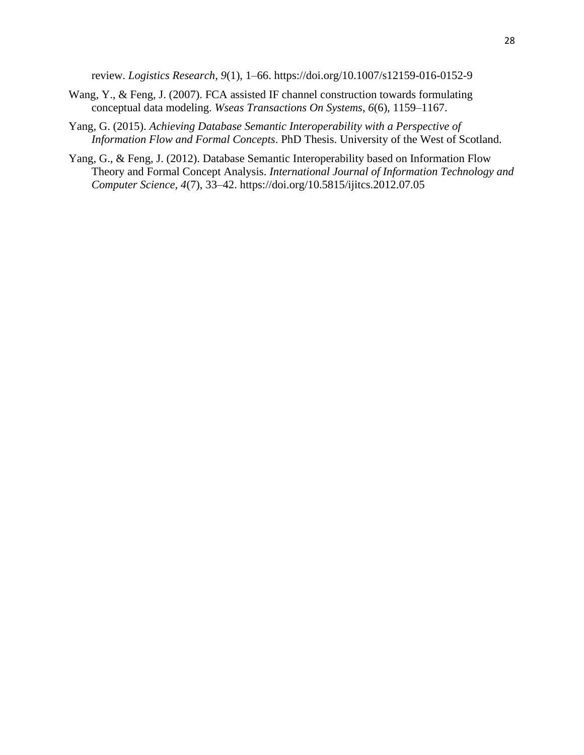review. *Logistics Research*, *9*(1), 1–66. https://doi.org/10.1007/s12159-016-0152-9

Wang, Y., & Feng, J. (2007). FCA assisted IF channel construction towards formulating conceptual data modeling. *Wseas Transactions On Systems*, *6*(6), 1159–1167.

Yang, G. (2015). *Achieving Database Semantic Interoperability with a Perspective of Information Flow and Formal Concepts*. PhD Thesis. University of the West of Scotland.

Yang, G., & Feng, J. (2012). Database Semantic Interoperability based on Information Flow Theory and Formal Concept Analysis. *International Journal of Information Technology and Computer Science*, *4*(7), 33–42. https://doi.org/10.5815/ijitcs.2012.07.05